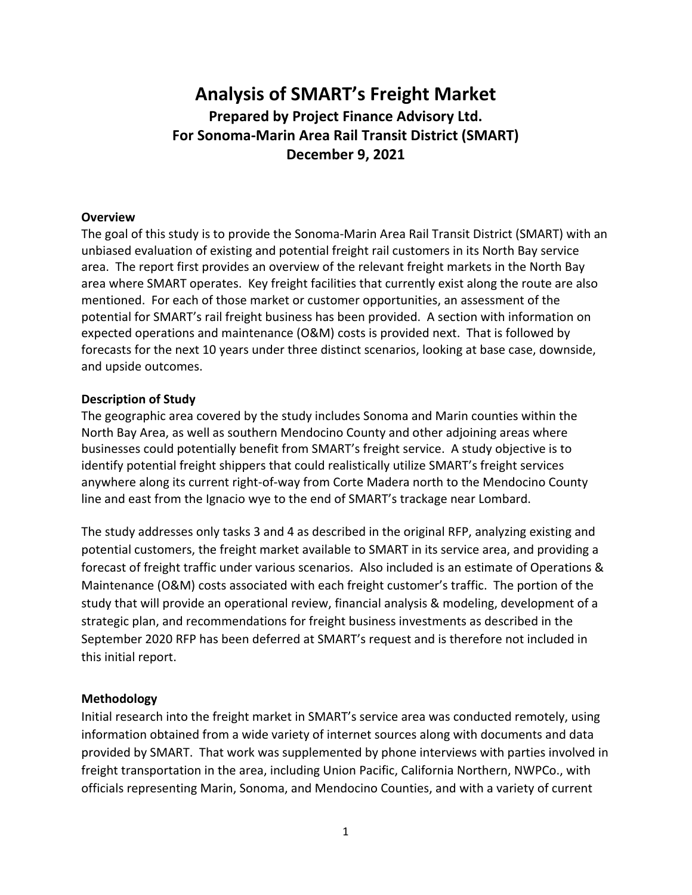# Analysis of SMART's Freight Market

## Prepared by Project Finance Advisory Ltd.
## For Sonoma-Marin Area Rail Transit District (SMART)
## December 9, 2021

**Overview**

The goal of this study is to provide the Sonoma-Marin Area Rail Transit District (SMART) with an unbiased evaluation of existing and potential freight rail customers in its North Bay service area. The report first provides an overview of the relevant freight markets in the North Bay area where SMART operates. Key freight facilities that currently exist along the route are also mentioned. For each of those market or customer opportunities, an assessment of the potential for SMART's rail freight business has been provided. A section with information on expected operations and maintenance (O&M) costs is provided next. That is followed by forecasts for the next 10 years under three distinct scenarios, looking at base case, downside, and upside outcomes.

**Description of Study**

The geographic area covered by the study includes Sonoma and Marin counties within the North Bay Area, as well as southern Mendocino County and other adjoining areas where businesses could potentially benefit from SMART's freight service. A study objective is to identify potential freight shippers that could realistically utilize SMART's freight services anywhere along its current right-of-way from Corte Madera north to the Mendocino County line and east from the Ignacio wye to the end of SMART's trackage near Lombard.

The study addresses only tasks 3 and 4 as described in the original RFP, analyzing existing and potential customers, the freight market available to SMART in its service area, and providing a forecast of freight traffic under various scenarios. Also included is an estimate of Operations & Maintenance (O&M) costs associated with each freight customer's traffic. The portion of the study that will provide an operational review, financial analysis & modeling, development of a strategic plan, and recommendations for freight business investments as described in the September 2020 RFP has been deferred at SMART's request and is therefore not included in this initial report.

**Methodology**

Initial research into the freight market in SMART's service area was conducted remotely, using information obtained from a wide variety of internet sources along with documents and data provided by SMART. That work was supplemented by phone interviews with parties involved in freight transportation in the area, including Union Pacific, California Northern, NWPCo., with officials representing Marin, Sonoma, and Mendocino Counties, and with a variety of current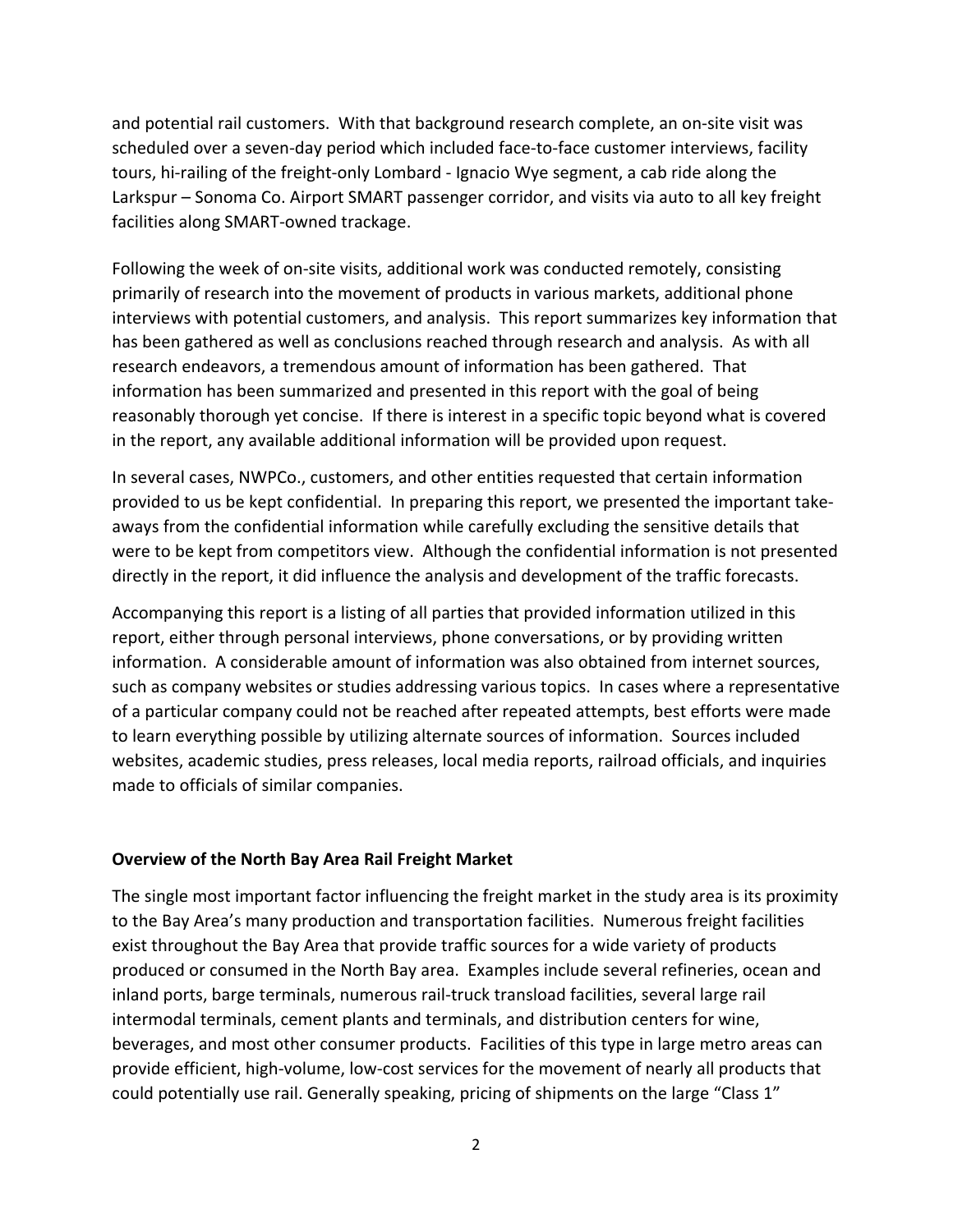and potential rail customers. With that background research complete, an on-site visit was scheduled over a seven-day period which included face-to-face customer interviews, facility tours, hi-railing of the freight-only Lombard - Ignacio Wye segment, a cab ride along the Larkspur – Sonoma Co. Airport SMART passenger corridor, and visits via auto to all key freight facilities along SMART-owned trackage.

Following the week of on-site visits, additional work was conducted remotely, consisting primarily of research into the movement of products in various markets, additional phone interviews with potential customers, and analysis. This report summarizes key information that has been gathered as well as conclusions reached through research and analysis. As with all research endeavors, a tremendous amount of information has been gathered. That information has been summarized and presented in this report with the goal of being reasonably thorough yet concise. If there is interest in a specific topic beyond what is covered in the report, any available additional information will be provided upon request.

In several cases, NWPCo., customers, and other entities requested that certain information provided to us be kept confidential. In preparing this report, we presented the important take-aways from the confidential information while carefully excluding the sensitive details that were to be kept from competitors view. Although the confidential information is not presented directly in the report, it did influence the analysis and development of the traffic forecasts.

Accompanying this report is a listing of all parties that provided information utilized in this report, either through personal interviews, phone conversations, or by providing written information. A considerable amount of information was also obtained from internet sources, such as company websites or studies addressing various topics. In cases where a representative of a particular company could not be reached after repeated attempts, best efforts were made to learn everything possible by utilizing alternate sources of information. Sources included websites, academic studies, press releases, local media reports, railroad officials, and inquiries made to officials of similar companies.

## Overview of the North Bay Area Rail Freight Market

The single most important factor influencing the freight market in the study area is its proximity to the Bay Area's many production and transportation facilities. Numerous freight facilities exist throughout the Bay Area that provide traffic sources for a wide variety of products produced or consumed in the North Bay area. Examples include several refineries, ocean and inland ports, barge terminals, numerous rail-truck transload facilities, several large rail intermodal terminals, cement plants and terminals, and distribution centers for wine, beverages, and most other consumer products. Facilities of this type in large metro areas can provide efficient, high-volume, low-cost services for the movement of nearly all products that could potentially use rail. Generally speaking, pricing of shipments on the large "Class 1"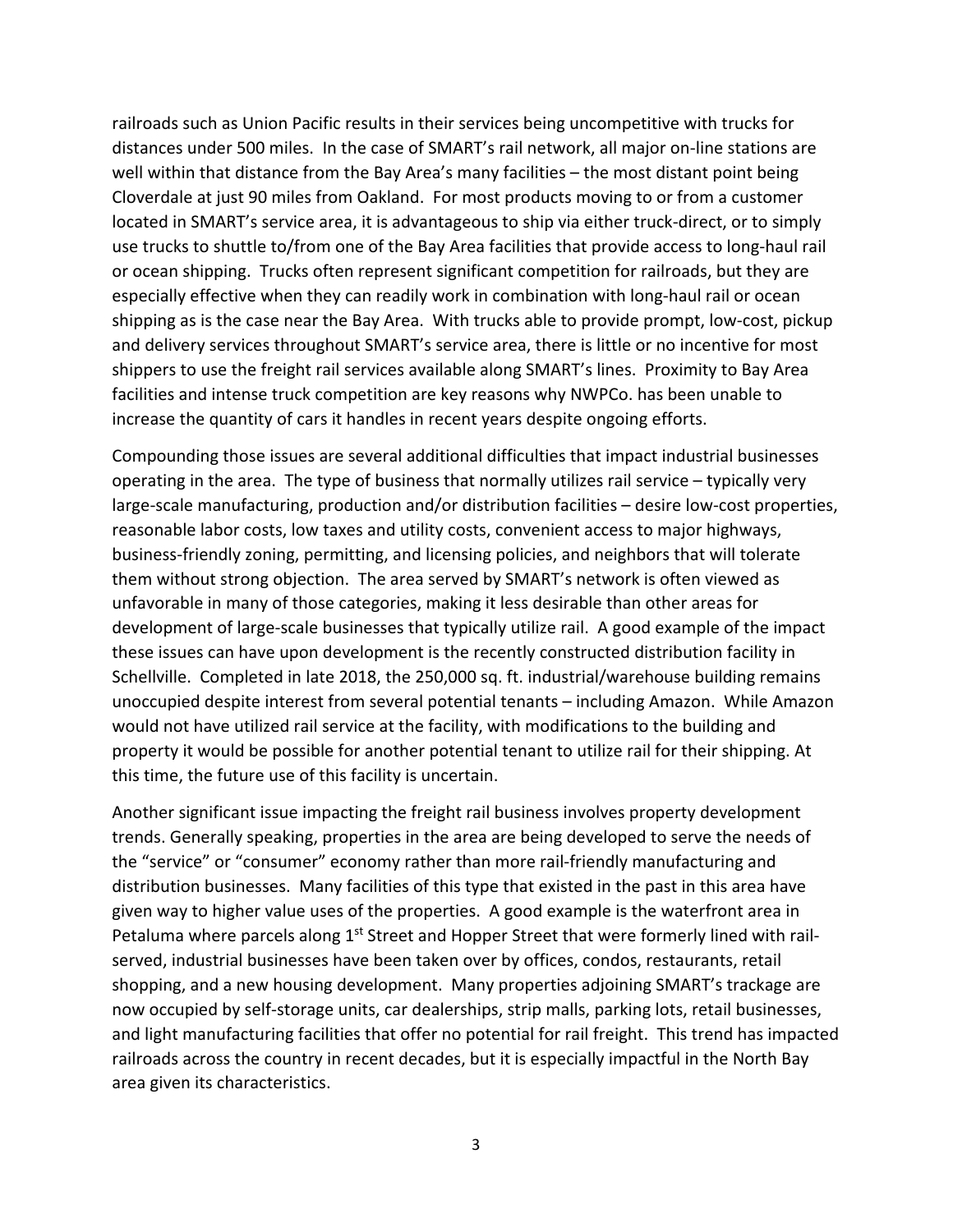railroads such as Union Pacific results in their services being uncompetitive with trucks for distances under 500 miles. In the case of SMART's rail network, all major on-line stations are well within that distance from the Bay Area's many facilities – the most distant point being Cloverdale at just 90 miles from Oakland. For most products moving to or from a customer located in SMART's service area, it is advantageous to ship via either truck-direct, or to simply use trucks to shuttle to/from one of the Bay Area facilities that provide access to long-haul rail or ocean shipping. Trucks often represent significant competition for railroads, but they are especially effective when they can readily work in combination with long-haul rail or ocean shipping as is the case near the Bay Area. With trucks able to provide prompt, low-cost, pickup and delivery services throughout SMART's service area, there is little or no incentive for most shippers to use the freight rail services available along SMART's lines. Proximity to Bay Area facilities and intense truck competition are key reasons why NWPCo. has been unable to increase the quantity of cars it handles in recent years despite ongoing efforts.

Compounding those issues are several additional difficulties that impact industrial businesses operating in the area. The type of business that normally utilizes rail service – typically very large-scale manufacturing, production and/or distribution facilities – desire low-cost properties, reasonable labor costs, low taxes and utility costs, convenient access to major highways, business-friendly zoning, permitting, and licensing policies, and neighbors that will tolerate them without strong objection. The area served by SMART's network is often viewed as unfavorable in many of those categories, making it less desirable than other areas for development of large-scale businesses that typically utilize rail. A good example of the impact these issues can have upon development is the recently constructed distribution facility in Schellville. Completed in late 2018, the 250,000 sq. ft. industrial/warehouse building remains unoccupied despite interest from several potential tenants – including Amazon. While Amazon would not have utilized rail service at the facility, with modifications to the building and property it would be possible for another potential tenant to utilize rail for their shipping. At this time, the future use of this facility is uncertain.

Another significant issue impacting the freight rail business involves property development trends. Generally speaking, properties in the area are being developed to serve the needs of the "service" or "consumer" economy rather than more rail-friendly manufacturing and distribution businesses. Many facilities of this type that existed in the past in this area have given way to higher value uses of the properties. A good example is the waterfront area in Petaluma where parcels along 1st Street and Hopper Street that were formerly lined with rail-served, industrial businesses have been taken over by offices, condos, restaurants, retail shopping, and a new housing development. Many properties adjoining SMART's trackage are now occupied by self-storage units, car dealerships, strip malls, parking lots, retail businesses, and light manufacturing facilities that offer no potential for rail freight. This trend has impacted railroads across the country in recent decades, but it is especially impactful in the North Bay area given its characteristics.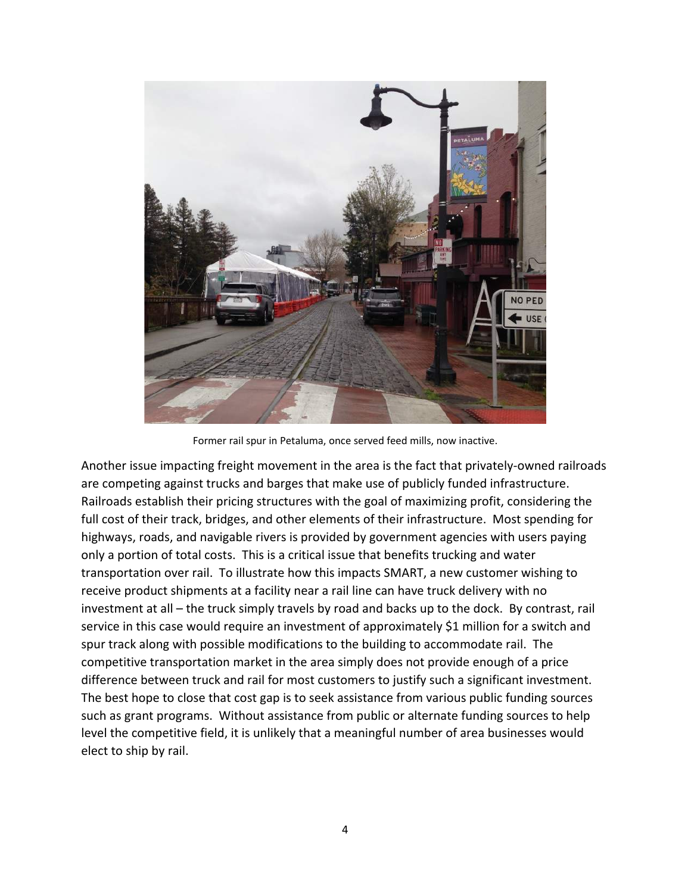Former rail spur in Petaluma, once served feed mills, now inactive.

Another issue impacting freight movement in the area is the fact that privately-owned railroads are competing against trucks and barges that make use of publicly funded infrastructure. Railroads establish their pricing structures with the goal of maximizing profit, considering the full cost of their track, bridges, and other elements of their infrastructure. Most spending for highways, roads, and navigable rivers is provided by government agencies with users paying only a portion of total costs. This is a critical issue that benefits trucking and water transportation over rail. To illustrate how this impacts SMART, a new customer wishing to receive product shipments at a facility near a rail line can have truck delivery with no investment at all – the truck simply travels by road and backs up to the dock. By contrast, rail service in this case would require an investment of approximately $1 million for a switch and spur track along with possible modifications to the building to accommodate rail. The competitive transportation market in the area simply does not provide enough of a price difference between truck and rail for most customers to justify such a significant investment. The best hope to close that cost gap is to seek assistance from various public funding sources such as grant programs. Without assistance from public or alternate funding sources to help level the competitive field, it is unlikely that a meaningful number of area businesses would elect to ship by rail.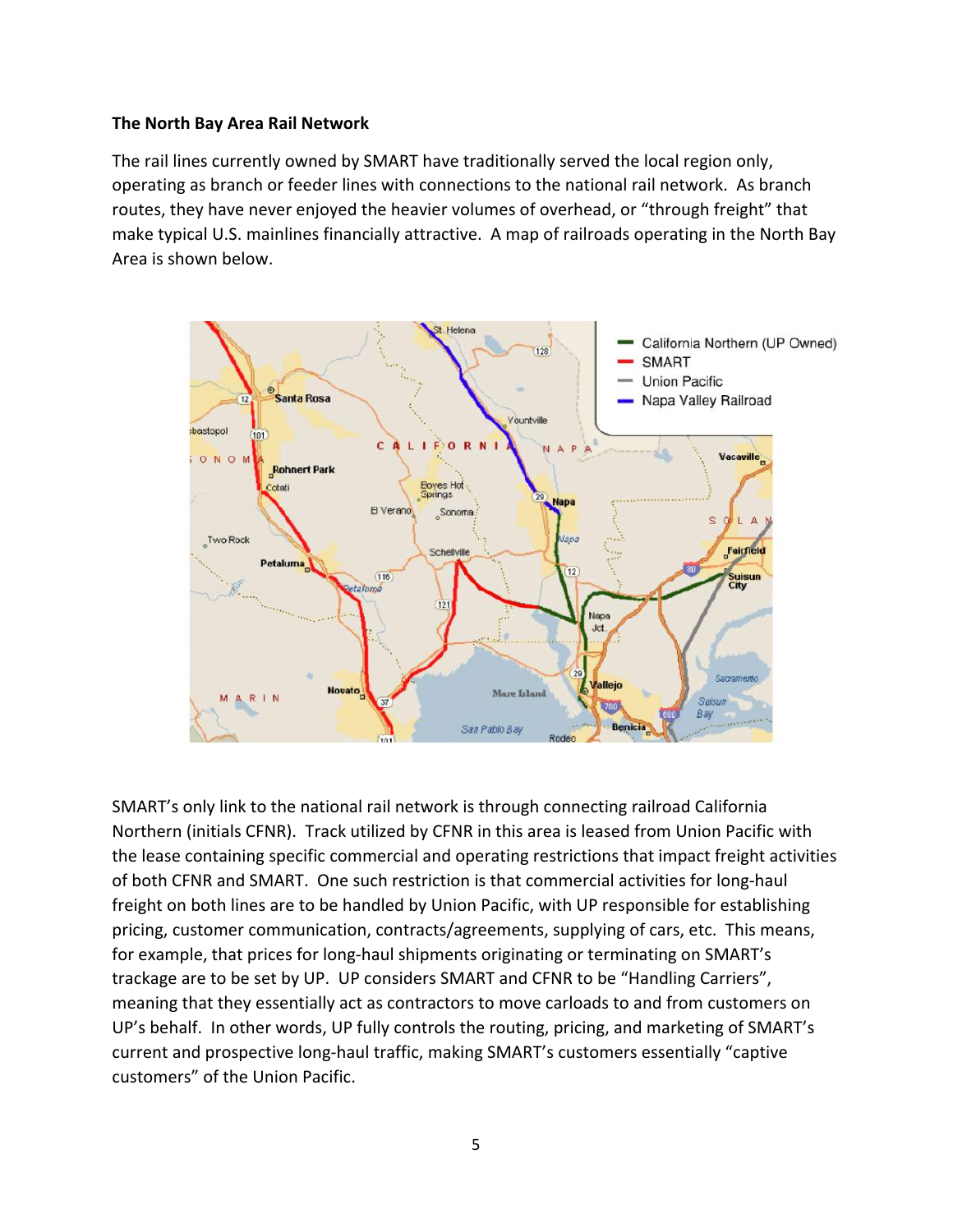**The North Bay Area Rail Network**

The rail lines currently owned by SMART have traditionally served the local region only, operating as branch or feeder lines with connections to the national rail network. As branch routes, they have never enjoyed the heavier volumes of overhead, or "through freight" that make typical U.S. mainlines financially attractive. A map of railroads operating in the North Bay Area is shown below.

SMART's only link to the national rail network is through connecting railroad California Northern (initials CFNR). Track utilized by CFNR in this area is leased from Union Pacific with the lease containing specific commercial and operating restrictions that impact freight activities of both CFNR and SMART. One such restriction is that commercial activities for long-haul freight on both lines are to be handled by Union Pacific, with UP responsible for establishing pricing, customer communication, contracts/agreements, supplying of cars, etc. This means, for example, that prices for long-haul shipments originating or terminating on SMART's trackage are to be set by UP. UP considers SMART and CFNR to be "Handling Carriers", meaning that they essentially act as contractors to move carloads to and from customers on UP's behalf. In other words, UP fully controls the routing, pricing, and marketing of SMART's current and prospective long-haul traffic, making SMART's customers essentially "captive customers" of the Union Pacific.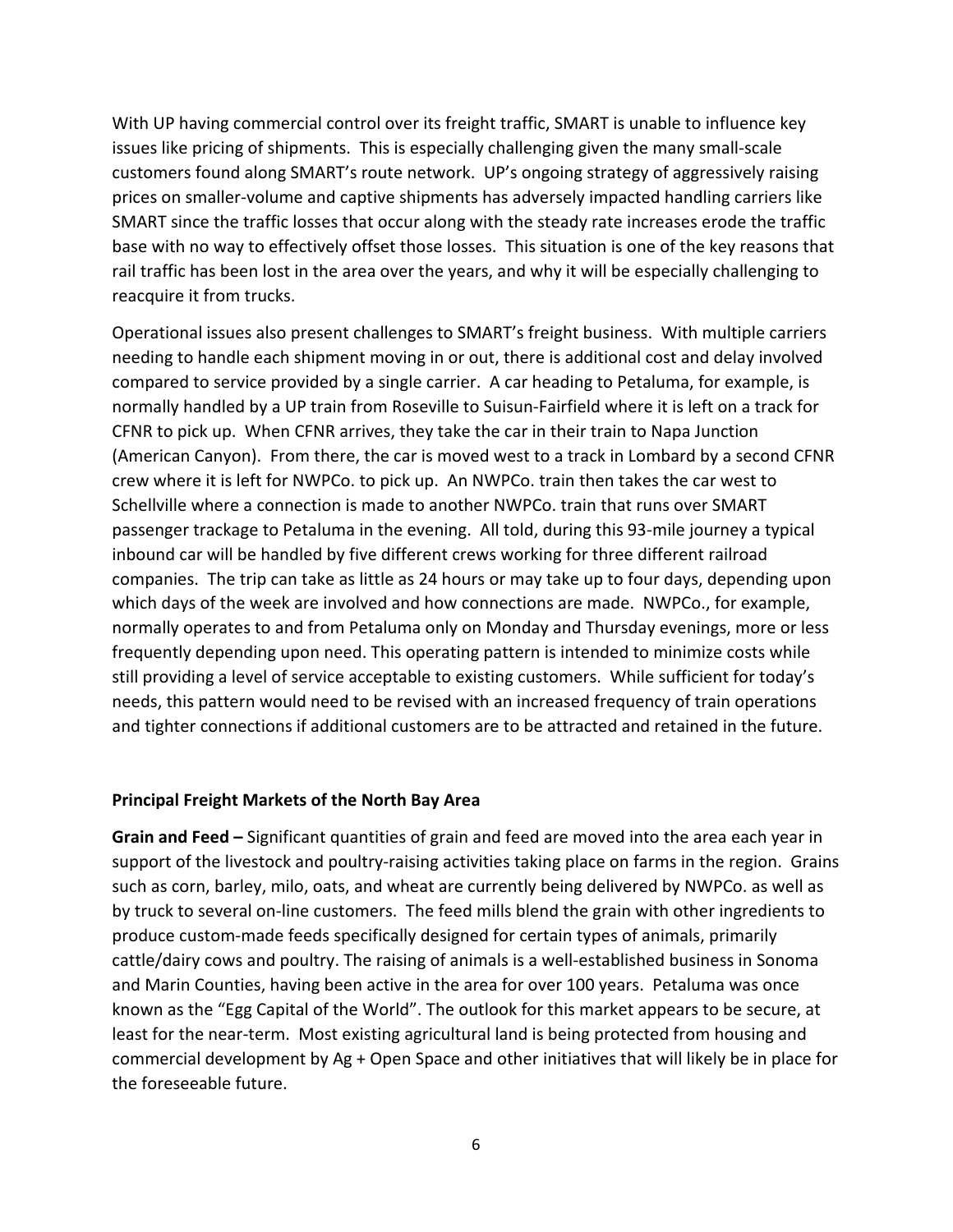With UP having commercial control over its freight traffic, SMART is unable to influence key issues like pricing of shipments. This is especially challenging given the many small-scale customers found along SMART's route network. UP's ongoing strategy of aggressively raising prices on smaller-volume and captive shipments has adversely impacted handling carriers like SMART since the traffic losses that occur along with the steady rate increases erode the traffic base with no way to effectively offset those losses. This situation is one of the key reasons that rail traffic has been lost in the area over the years, and why it will be especially challenging to reacquire it from trucks.

Operational issues also present challenges to SMART's freight business. With multiple carriers needing to handle each shipment moving in or out, there is additional cost and delay involved compared to service provided by a single carrier. A car heading to Petaluma, for example, is normally handled by a UP train from Roseville to Suisun-Fairfield where it is left on a track for CFNR to pick up. When CFNR arrives, they take the car in their train to Napa Junction (American Canyon). From there, the car is moved west to a track in Lombard by a second CFNR crew where it is left for NWPCo. to pick up. An NWPCo. train then takes the car west to Schellville where a connection is made to another NWPCo. train that runs over SMART passenger trackage to Petaluma in the evening. All told, during this 93-mile journey a typical inbound car will be handled by five different crews working for three different railroad companies. The trip can take as little as 24 hours or may take up to four days, depending upon which days of the week are involved and how connections are made. NWPCo., for example, normally operates to and from Petaluma only on Monday and Thursday evenings, more or less frequently depending upon need. This operating pattern is intended to minimize costs while still providing a level of service acceptable to existing customers. While sufficient for today's needs, this pattern would need to be revised with an increased frequency of train operations and tighter connections if additional customers are to be attracted and retained in the future.

**Principal Freight Markets of the North Bay Area**

**Grain and Feed –** Significant quantities of grain and feed are moved into the area each year in support of the livestock and poultry-raising activities taking place on farms in the region. Grains such as corn, barley, milo, oats, and wheat are currently being delivered by NWPCo. as well as by truck to several on-line customers. The feed mills blend the grain with other ingredients to produce custom-made feeds specifically designed for certain types of animals, primarily cattle/dairy cows and poultry. The raising of animals is a well-established business in Sonoma and Marin Counties, having been active in the area for over 100 years. Petaluma was once known as the "Egg Capital of the World". The outlook for this market appears to be secure, at least for the near-term. Most existing agricultural land is being protected from housing and commercial development by Ag + Open Space and other initiatives that will likely be in place for the foreseeable future.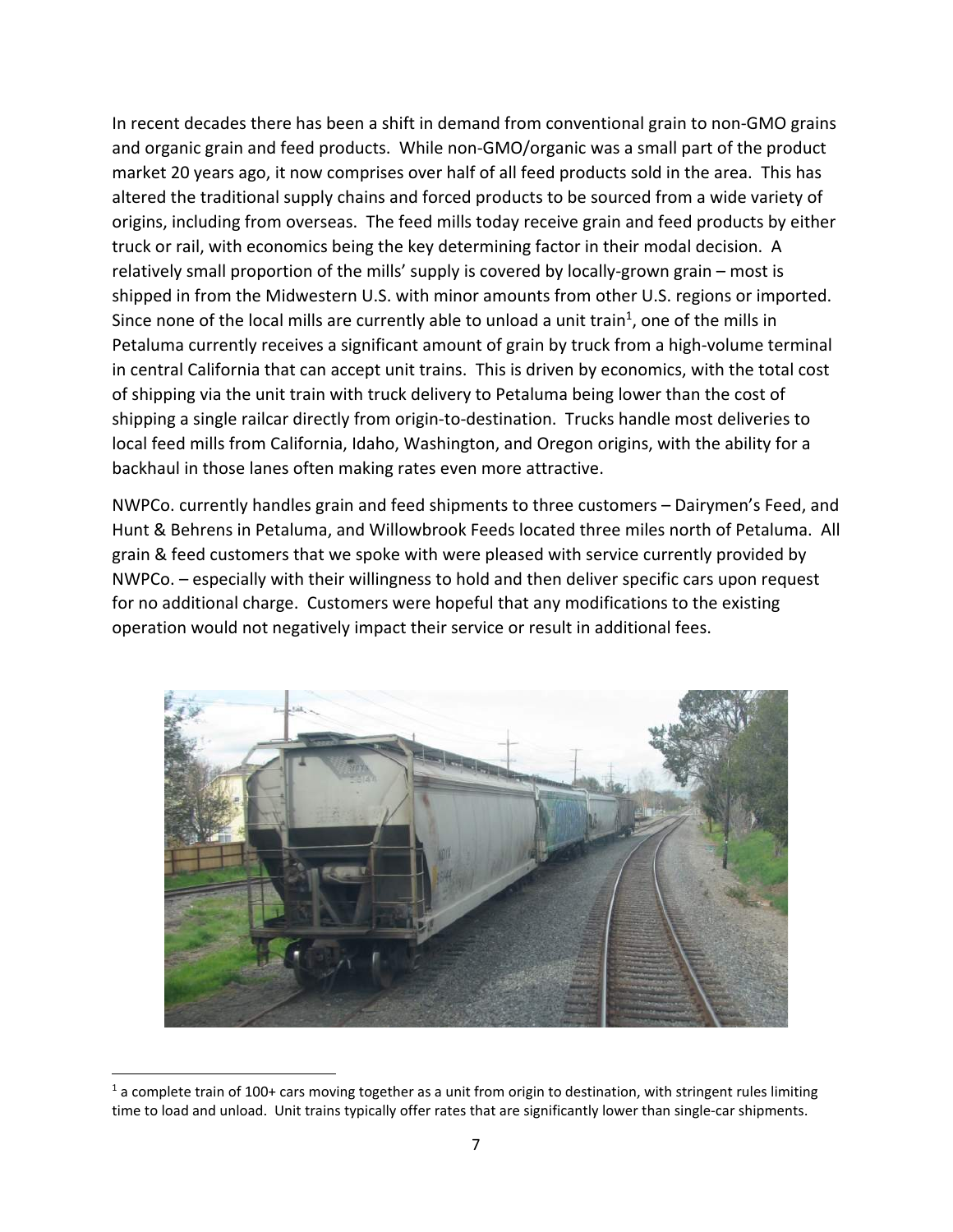In recent decades there has been a shift in demand from conventional grain to non-GMO grains and organic grain and feed products. While non-GMO/organic was a small part of the product market 20 years ago, it now comprises over half of all feed products sold in the area. This has altered the traditional supply chains and forced products to be sourced from a wide variety of origins, including from overseas. The feed mills today receive grain and feed products by either truck or rail, with economics being the key determining factor in their modal decision. A relatively small proportion of the mills' supply is covered by locally-grown grain – most is shipped in from the Midwestern U.S. with minor amounts from other U.S. regions or imported. Since none of the local mills are currently able to unload a unit train[1], one of the mills in Petaluma currently receives a significant amount of grain by truck from a high-volume terminal in central California that can accept unit trains. This is driven by economics, with the total cost of shipping via the unit train with truck delivery to Petaluma being lower than the cost of shipping a single railcar directly from origin-to-destination. Trucks handle most deliveries to local feed mills from California, Idaho, Washington, and Oregon origins, with the ability for a backhaul in those lanes often making rates even more attractive.

NWPCo. currently handles grain and feed shipments to three customers – Dairymen's Feed, and Hunt & Behrens in Petaluma, and Willowbrook Feeds located three miles north of Petaluma. All grain & feed customers that we spoke with were pleased with service currently provided by NWPCo. – especially with their willingness to hold and then deliver specific cars upon request for no additional charge. Customers were hopeful that any modifications to the existing operation would not negatively impact their service or result in additional fees.

[1] a complete train of 100+ cars moving together as a unit from origin to destination, with stringent rules limiting time to load and unload. Unit trains typically offer rates that are significantly lower than single-car shipments.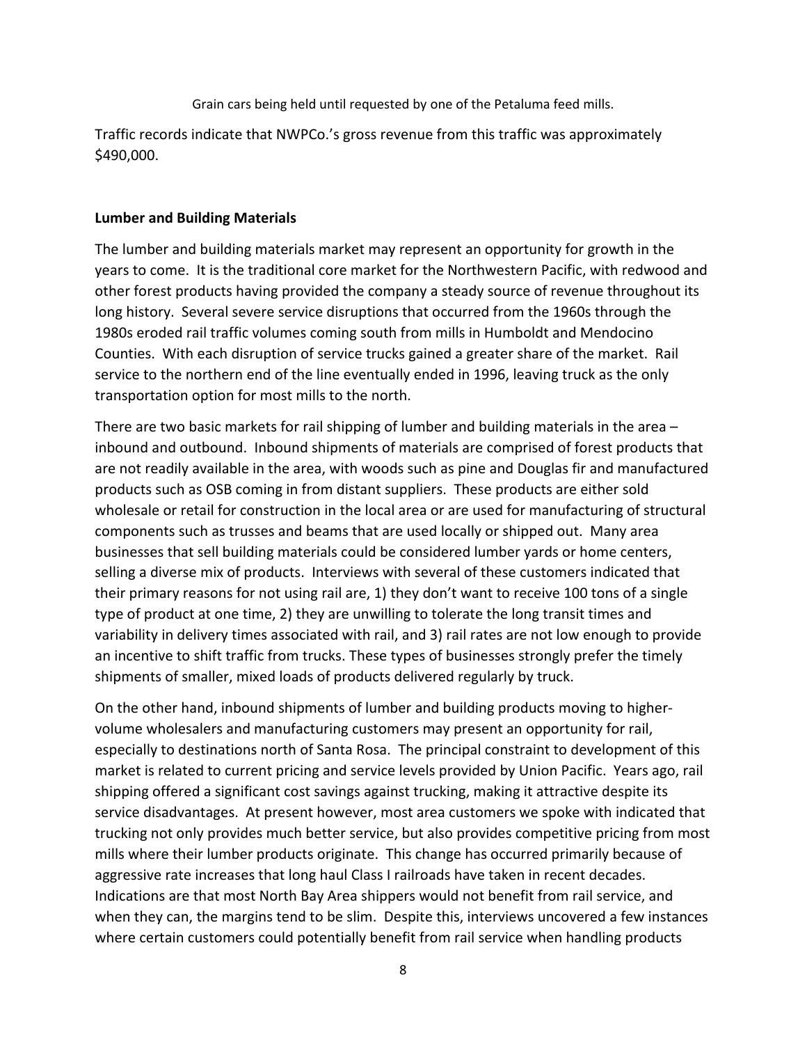Grain cars being held until requested by one of the Petaluma feed mills.

Traffic records indicate that NWPCo.'s gross revenue from this traffic was approximately $490,000.

**Lumber and Building Materials**

The lumber and building materials market may represent an opportunity for growth in the years to come. It is the traditional core market for the Northwestern Pacific, with redwood and other forest products having provided the company a steady source of revenue throughout its long history. Several severe service disruptions that occurred from the 1960s through the 1980s eroded rail traffic volumes coming south from mills in Humboldt and Mendocino Counties. With each disruption of service trucks gained a greater share of the market. Rail service to the northern end of the line eventually ended in 1996, leaving truck as the only transportation option for most mills to the north.

There are two basic markets for rail shipping of lumber and building materials in the area – inbound and outbound. Inbound shipments of materials are comprised of forest products that are not readily available in the area, with woods such as pine and Douglas fir and manufactured products such as OSB coming in from distant suppliers. These products are either sold wholesale or retail for construction in the local area or are used for manufacturing of structural components such as trusses and beams that are used locally or shipped out. Many area businesses that sell building materials could be considered lumber yards or home centers, selling a diverse mix of products. Interviews with several of these customers indicated that their primary reasons for not using rail are, 1) they don't want to receive 100 tons of a single type of product at one time, 2) they are unwilling to tolerate the long transit times and variability in delivery times associated with rail, and 3) rail rates are not low enough to provide an incentive to shift traffic from trucks. These types of businesses strongly prefer the timely shipments of smaller, mixed loads of products delivered regularly by truck.

On the other hand, inbound shipments of lumber and building products moving to higher-volume wholesalers and manufacturing customers may present an opportunity for rail, especially to destinations north of Santa Rosa. The principal constraint to development of this market is related to current pricing and service levels provided by Union Pacific. Years ago, rail shipping offered a significant cost savings against trucking, making it attractive despite its service disadvantages. At present however, most area customers we spoke with indicated that trucking not only provides much better service, but also provides competitive pricing from most mills where their lumber products originate. This change has occurred primarily because of aggressive rate increases that long haul Class I railroads have taken in recent decades. Indications are that most North Bay Area shippers would not benefit from rail service, and when they can, the margins tend to be slim. Despite this, interviews uncovered a few instances where certain customers could potentially benefit from rail service when handling products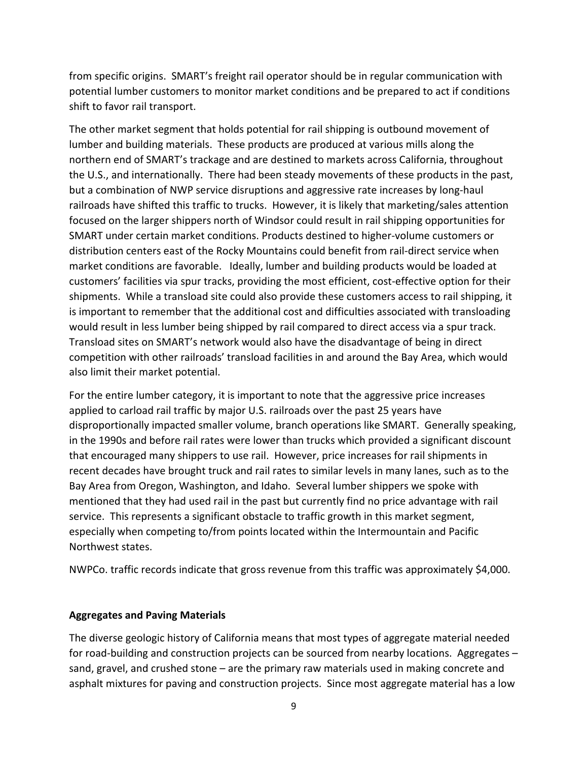from specific origins. SMART's freight rail operator should be in regular communication with potential lumber customers to monitor market conditions and be prepared to act if conditions shift to favor rail transport.

The other market segment that holds potential for rail shipping is outbound movement of lumber and building materials. These products are produced at various mills along the northern end of SMART's trackage and are destined to markets across California, throughout the U.S., and internationally. There had been steady movements of these products in the past, but a combination of NWP service disruptions and aggressive rate increases by long-haul railroads have shifted this traffic to trucks. However, it is likely that marketing/sales attention focused on the larger shippers north of Windsor could result in rail shipping opportunities for SMART under certain market conditions. Products destined to higher-volume customers or distribution centers east of the Rocky Mountains could benefit from rail-direct service when market conditions are favorable. Ideally, lumber and building products would be loaded at customers' facilities via spur tracks, providing the most efficient, cost-effective option for their shipments. While a transload site could also provide these customers access to rail shipping, it is important to remember that the additional cost and difficulties associated with transloading would result in less lumber being shipped by rail compared to direct access via a spur track. Transload sites on SMART's network would also have the disadvantage of being in direct competition with other railroads' transload facilities in and around the Bay Area, which would also limit their market potential.

For the entire lumber category, it is important to note that the aggressive price increases applied to carload rail traffic by major U.S. railroads over the past 25 years have disproportionally impacted smaller volume, branch operations like SMART. Generally speaking, in the 1990s and before rail rates were lower than trucks which provided a significant discount that encouraged many shippers to use rail. However, price increases for rail shipments in recent decades have brought truck and rail rates to similar levels in many lanes, such as to the Bay Area from Oregon, Washington, and Idaho. Several lumber shippers we spoke with mentioned that they had used rail in the past but currently find no price advantage with rail service. This represents a significant obstacle to traffic growth in this market segment, especially when competing to/from points located within the Intermountain and Pacific Northwest states.

NWPCo. traffic records indicate that gross revenue from this traffic was approximately $4,000.

**Aggregates and Paving Materials**

The diverse geologic history of California means that most types of aggregate material needed for road-building and construction projects can be sourced from nearby locations. Aggregates – sand, gravel, and crushed stone – are the primary raw materials used in making concrete and asphalt mixtures for paving and construction projects. Since most aggregate material has a low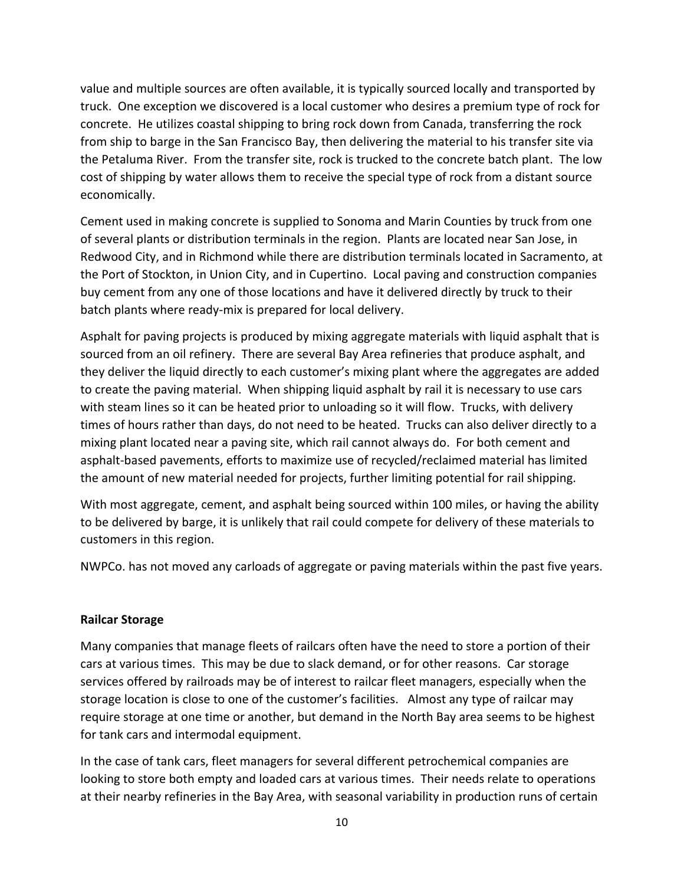value and multiple sources are often available, it is typically sourced locally and transported by truck. One exception we discovered is a local customer who desires a premium type of rock for concrete. He utilizes coastal shipping to bring rock down from Canada, transferring the rock from ship to barge in the San Francisco Bay, then delivering the material to his transfer site via the Petaluma River. From the transfer site, rock is trucked to the concrete batch plant. The low cost of shipping by water allows them to receive the special type of rock from a distant source economically.

Cement used in making concrete is supplied to Sonoma and Marin Counties by truck from one of several plants or distribution terminals in the region. Plants are located near San Jose, in Redwood City, and in Richmond while there are distribution terminals located in Sacramento, at the Port of Stockton, in Union City, and in Cupertino. Local paving and construction companies buy cement from any one of those locations and have it delivered directly by truck to their batch plants where ready-mix is prepared for local delivery.

Asphalt for paving projects is produced by mixing aggregate materials with liquid asphalt that is sourced from an oil refinery. There are several Bay Area refineries that produce asphalt, and they deliver the liquid directly to each customer's mixing plant where the aggregates are added to create the paving material. When shipping liquid asphalt by rail it is necessary to use cars with steam lines so it can be heated prior to unloading so it will flow. Trucks, with delivery times of hours rather than days, do not need to be heated. Trucks can also deliver directly to a mixing plant located near a paving site, which rail cannot always do. For both cement and asphalt-based pavements, efforts to maximize use of recycled/reclaimed material has limited the amount of new material needed for projects, further limiting potential for rail shipping.

With most aggregate, cement, and asphalt being sourced within 100 miles, or having the ability to be delivered by barge, it is unlikely that rail could compete for delivery of these materials to customers in this region.

NWPCo. has not moved any carloads of aggregate or paving materials within the past five years.

**Railcar Storage**

Many companies that manage fleets of railcars often have the need to store a portion of their cars at various times. This may be due to slack demand, or for other reasons. Car storage services offered by railroads may be of interest to railcar fleet managers, especially when the storage location is close to one of the customer's facilities. Almost any type of railcar may require storage at one time or another, but demand in the North Bay area seems to be highest for tank cars and intermodal equipment.

In the case of tank cars, fleet managers for several different petrochemical companies are looking to store both empty and loaded cars at various times. Their needs relate to operations at their nearby refineries in the Bay Area, with seasonal variability in production runs of certain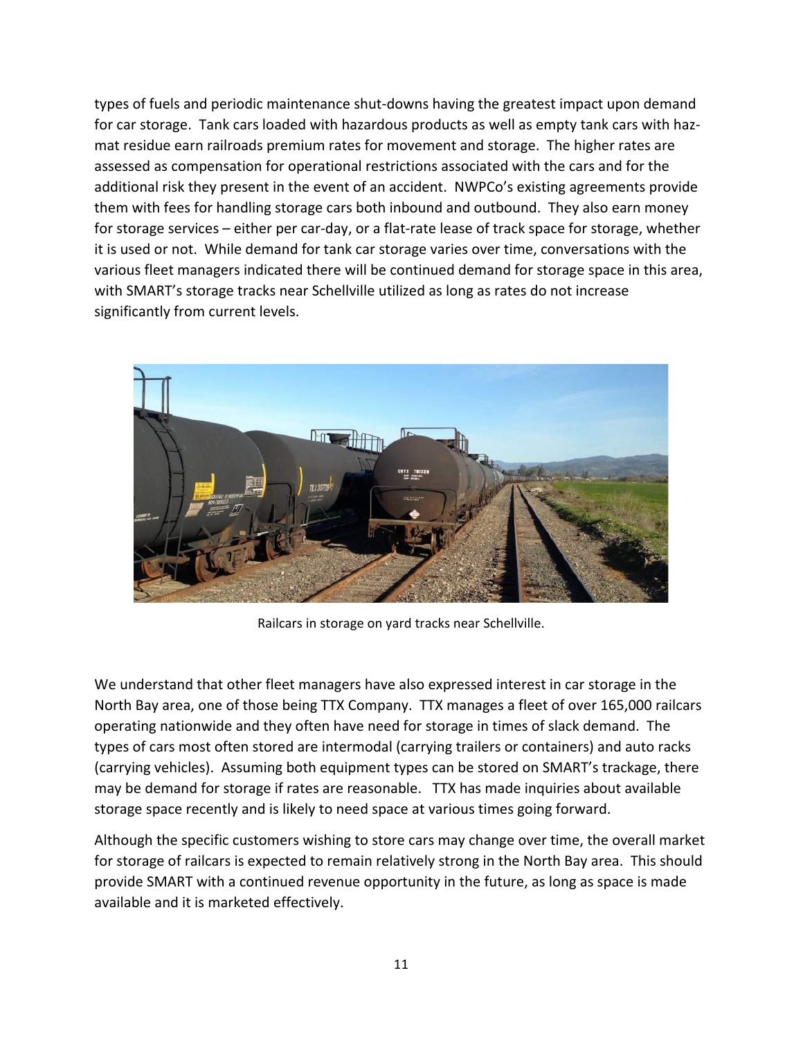types of fuels and periodic maintenance shut-downs having the greatest impact upon demand for car storage. Tank cars loaded with hazardous products as well as empty tank cars with haz-mat residue earn railroads premium rates for movement and storage. The higher rates are assessed as compensation for operational restrictions associated with the cars and for the additional risk they present in the event of an accident. NWPCo's existing agreements provide them with fees for handling storage cars both inbound and outbound. They also earn money for storage services – either per car-day, or a flat-rate lease of track space for storage, whether it is used or not. While demand for tank car storage varies over time, conversations with the various fleet managers indicated there will be continued demand for storage space in this area, with SMART's storage tracks near Schellville utilized as long as rates do not increase significantly from current levels.

Railcars in storage on yard tracks near Schellville.

We understand that other fleet managers have also expressed interest in car storage in the North Bay area, one of those being TTX Company. TTX manages a fleet of over 165,000 railcars operating nationwide and they often have need for storage in times of slack demand. The types of cars most often stored are intermodal (carrying trailers or containers) and auto racks (carrying vehicles). Assuming both equipment types can be stored on SMART's trackage, there may be demand for storage if rates are reasonable. TTX has made inquiries about available storage space recently and is likely to need space at various times going forward.

Although the specific customers wishing to store cars may change over time, the overall market for storage of railcars is expected to remain relatively strong in the North Bay area. This should provide SMART with a continued revenue opportunity in the future, as long as space is made available and it is marketed effectively.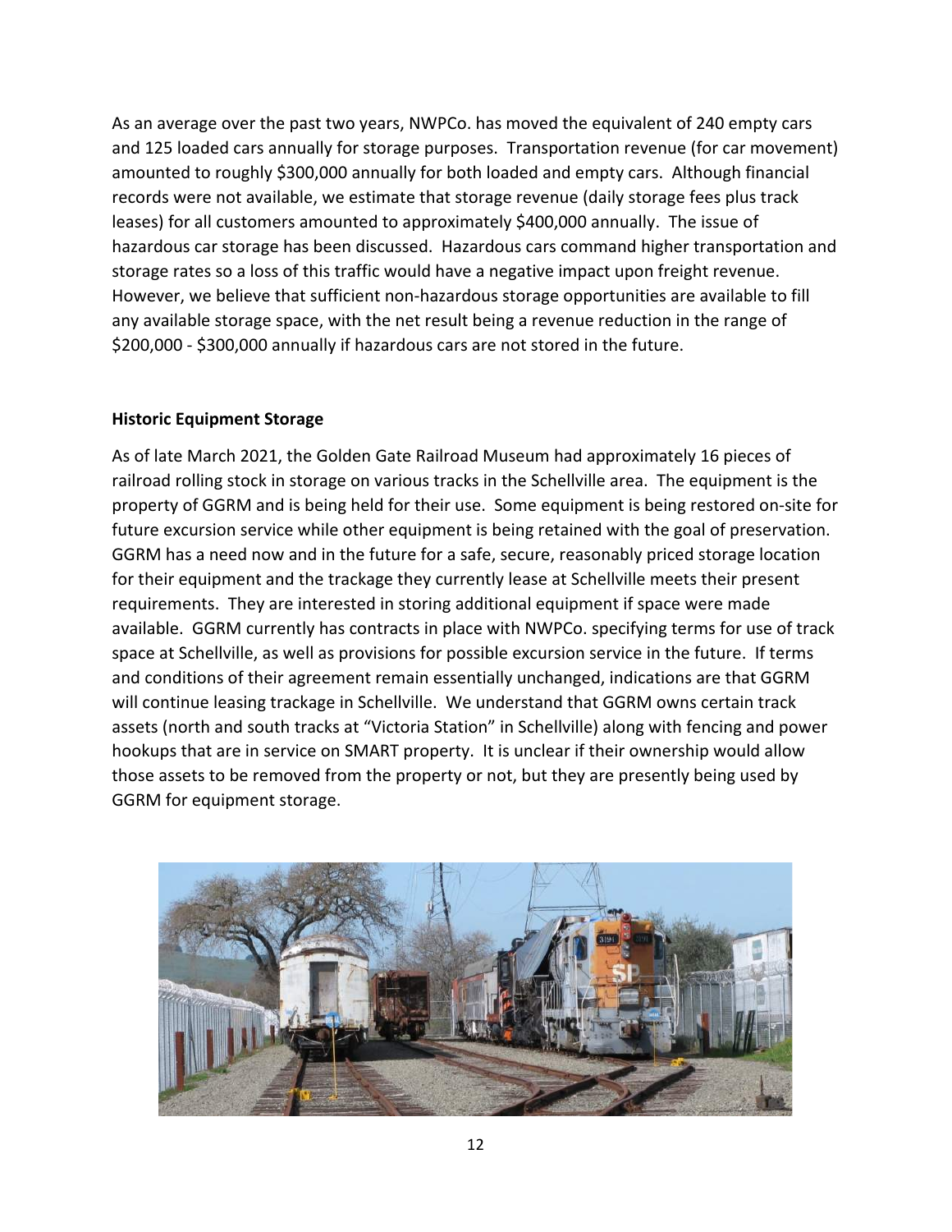As an average over the past two years, NWPCo. has moved the equivalent of 240 empty cars and 125 loaded cars annually for storage purposes. Transportation revenue (for car movement) amounted to roughly $300,000 annually for both loaded and empty cars. Although financial records were not available, we estimate that storage revenue (daily storage fees plus track leases) for all customers amounted to approximately $400,000 annually. The issue of hazardous car storage has been discussed. Hazardous cars command higher transportation and storage rates so a loss of this traffic would have a negative impact upon freight revenue. However, we believe that sufficient non-hazardous storage opportunities are available to fill any available storage space, with the net result being a revenue reduction in the range of $200,000 - $300,000 annually if hazardous cars are not stored in the future.

**Historic Equipment Storage**

As of late March 2021, the Golden Gate Railroad Museum had approximately 16 pieces of railroad rolling stock in storage on various tracks in the Schellville area. The equipment is the property of GGRM and is being held for their use. Some equipment is being restored on-site for future excursion service while other equipment is being retained with the goal of preservation. GGRM has a need now and in the future for a safe, secure, reasonably priced storage location for their equipment and the trackage they currently lease at Schellville meets their present requirements. They are interested in storing additional equipment if space were made available. GGRM currently has contracts in place with NWPCo. specifying terms for use of track space at Schellville, as well as provisions for possible excursion service in the future. If terms and conditions of their agreement remain essentially unchanged, indications are that GGRM will continue leasing trackage in Schellville. We understand that GGRM owns certain track assets (north and south tracks at "Victoria Station" in Schellville) along with fencing and power hookups that are in service on SMART property. It is unclear if their ownership would allow those assets to be removed from the property or not, but they are presently being used by GGRM for equipment storage.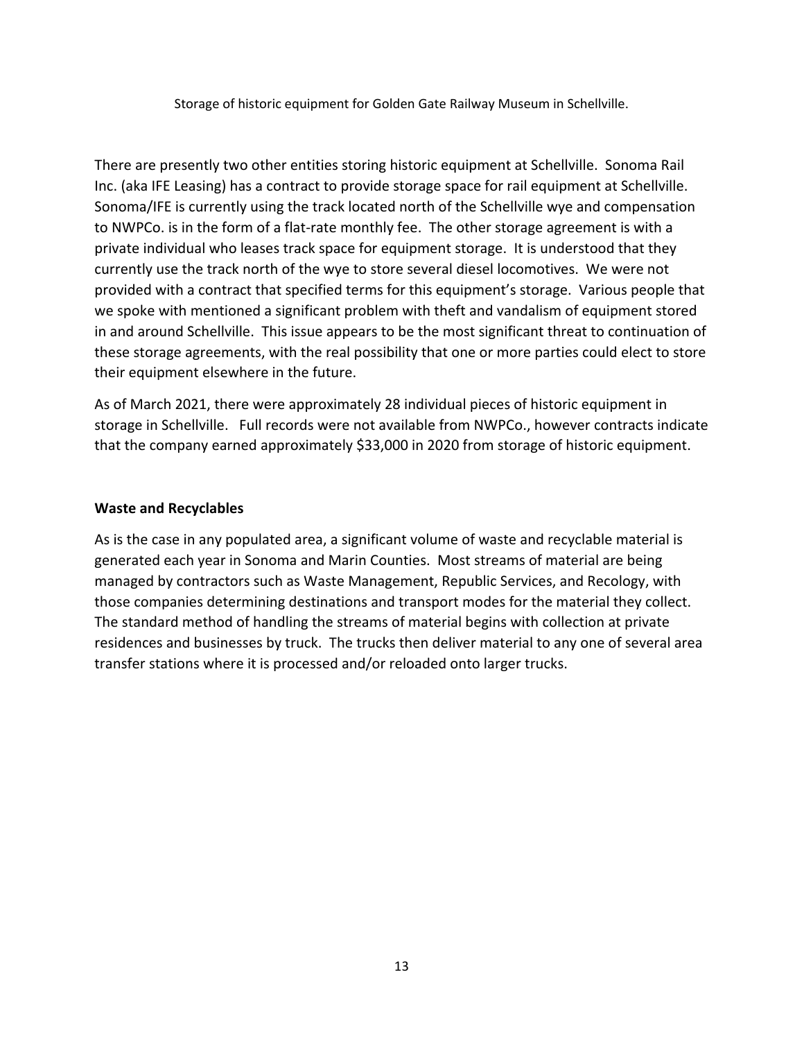Storage of historic equipment for Golden Gate Railway Museum in Schellville.

There are presently two other entities storing historic equipment at Schellville. Sonoma Rail Inc. (aka IFE Leasing) has a contract to provide storage space for rail equipment at Schellville. Sonoma/IFE is currently using the track located north of the Schellville wye and compensation to NWPCo. is in the form of a flat-rate monthly fee. The other storage agreement is with a private individual who leases track space for equipment storage. It is understood that they currently use the track north of the wye to store several diesel locomotives. We were not provided with a contract that specified terms for this equipment's storage. Various people that we spoke with mentioned a significant problem with theft and vandalism of equipment stored in and around Schellville. This issue appears to be the most significant threat to continuation of these storage agreements, with the real possibility that one or more parties could elect to store their equipment elsewhere in the future.

As of March 2021, there were approximately 28 individual pieces of historic equipment in storage in Schellville. Full records were not available from NWPCo., however contracts indicate that the company earned approximately $33,000 in 2020 from storage of historic equipment.

**Waste and Recyclables**

As is the case in any populated area, a significant volume of waste and recyclable material is generated each year in Sonoma and Marin Counties. Most streams of material are being managed by contractors such as Waste Management, Republic Services, and Recology, with those companies determining destinations and transport modes for the material they collect. The standard method of handling the streams of material begins with collection at private residences and businesses by truck. The trucks then deliver material to any one of several area transfer stations where it is processed and/or reloaded onto larger trucks.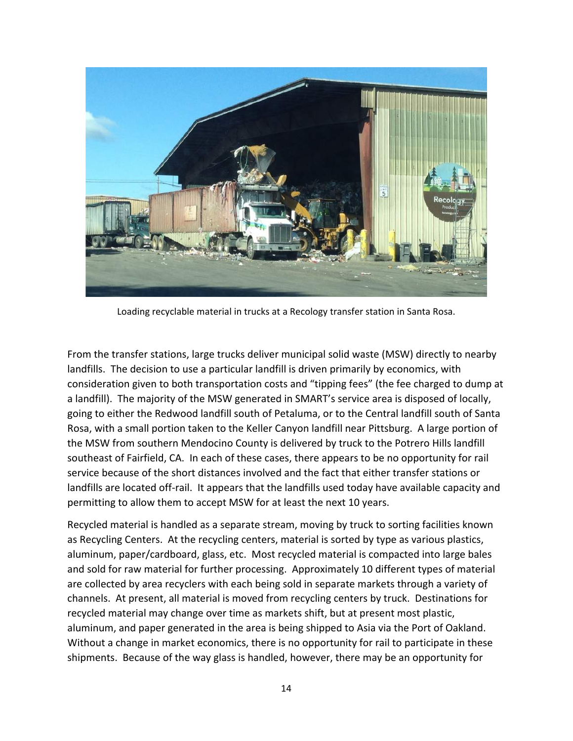Loading recyclable material in trucks at a Recology transfer station in Santa Rosa.

From the transfer stations, large trucks deliver municipal solid waste (MSW) directly to nearby landfills. The decision to use a particular landfill is driven primarily by economics, with consideration given to both transportation costs and "tipping fees" (the fee charged to dump at a landfill). The majority of the MSW generated in SMART's service area is disposed of locally, going to either the Redwood landfill south of Petaluma, or to the Central landfill south of Santa Rosa, with a small portion taken to the Keller Canyon landfill near Pittsburg. A large portion of the MSW from southern Mendocino County is delivered by truck to the Potrero Hills landfill southeast of Fairfield, CA. In each of these cases, there appears to be no opportunity for rail service because of the short distances involved and the fact that either transfer stations or landfills are located off-rail. It appears that the landfills used today have available capacity and permitting to allow them to accept MSW for at least the next 10 years.

Recycled material is handled as a separate stream, moving by truck to sorting facilities known as Recycling Centers. At the recycling centers, material is sorted by type as various plastics, aluminum, paper/cardboard, glass, etc. Most recycled material is compacted into large bales and sold for raw material for further processing. Approximately 10 different types of material are collected by area recyclers with each being sold in separate markets through a variety of channels. At present, all material is moved from recycling centers by truck. Destinations for recycled material may change over time as markets shift, but at present most plastic, aluminum, and paper generated in the area is being shipped to Asia via the Port of Oakland. Without a change in market economics, there is no opportunity for rail to participate in these shipments. Because of the way glass is handled, however, there may be an opportunity for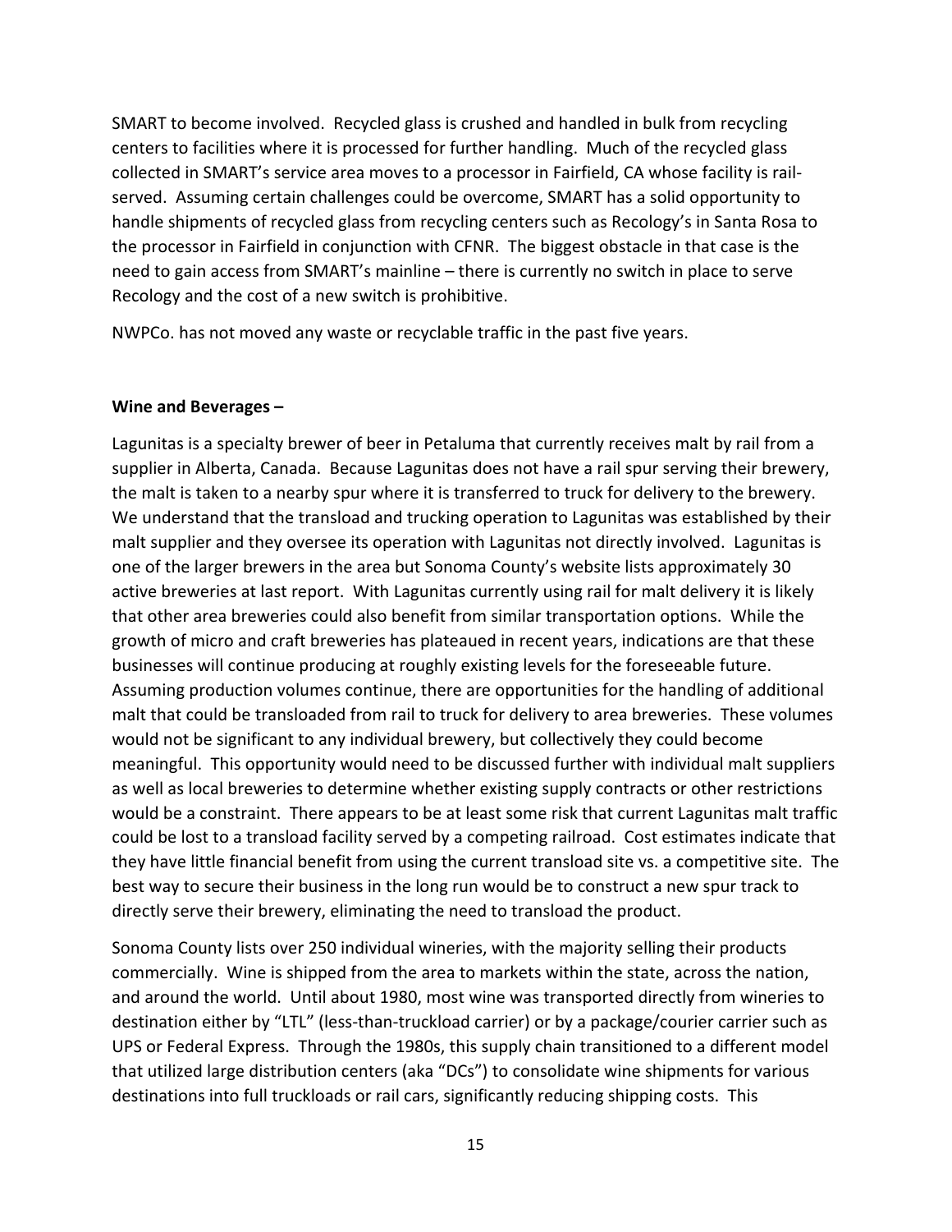SMART to become involved. Recycled glass is crushed and handled in bulk from recycling centers to facilities where it is processed for further handling. Much of the recycled glass collected in SMART's service area moves to a processor in Fairfield, CA whose facility is rail-served. Assuming certain challenges could be overcome, SMART has a solid opportunity to handle shipments of recycled glass from recycling centers such as Recology's in Santa Rosa to the processor in Fairfield in conjunction with CFNR. The biggest obstacle in that case is the need to gain access from SMART's mainline – there is currently no switch in place to serve Recology and the cost of a new switch is prohibitive.

NWPCo. has not moved any waste or recyclable traffic in the past five years.

**Wine and Beverages –**

Lagunitas is a specialty brewer of beer in Petaluma that currently receives malt by rail from a supplier in Alberta, Canada. Because Lagunitas does not have a rail spur serving their brewery, the malt is taken to a nearby spur where it is transferred to truck for delivery to the brewery. We understand that the transload and trucking operation to Lagunitas was established by their malt supplier and they oversee its operation with Lagunitas not directly involved. Lagunitas is one of the larger brewers in the area but Sonoma County's website lists approximately 30 active breweries at last report. With Lagunitas currently using rail for malt delivery it is likely that other area breweries could also benefit from similar transportation options. While the growth of micro and craft breweries has plateaued in recent years, indications are that these businesses will continue producing at roughly existing levels for the foreseeable future. Assuming production volumes continue, there are opportunities for the handling of additional malt that could be transloaded from rail to truck for delivery to area breweries. These volumes would not be significant to any individual brewery, but collectively they could become meaningful. This opportunity would need to be discussed further with individual malt suppliers as well as local breweries to determine whether existing supply contracts or other restrictions would be a constraint. There appears to be at least some risk that current Lagunitas malt traffic could be lost to a transload facility served by a competing railroad. Cost estimates indicate that they have little financial benefit from using the current transload site vs. a competitive site. The best way to secure their business in the long run would be to construct a new spur track to directly serve their brewery, eliminating the need to transload the product.

Sonoma County lists over 250 individual wineries, with the majority selling their products commercially. Wine is shipped from the area to markets within the state, across the nation, and around the world. Until about 1980, most wine was transported directly from wineries to destination either by "LTL" (less-than-truckload carrier) or by a package/courier carrier such as UPS or Federal Express. Through the 1980s, this supply chain transitioned to a different model that utilized large distribution centers (aka "DCs") to consolidate wine shipments for various destinations into full truckloads or rail cars, significantly reducing shipping costs. This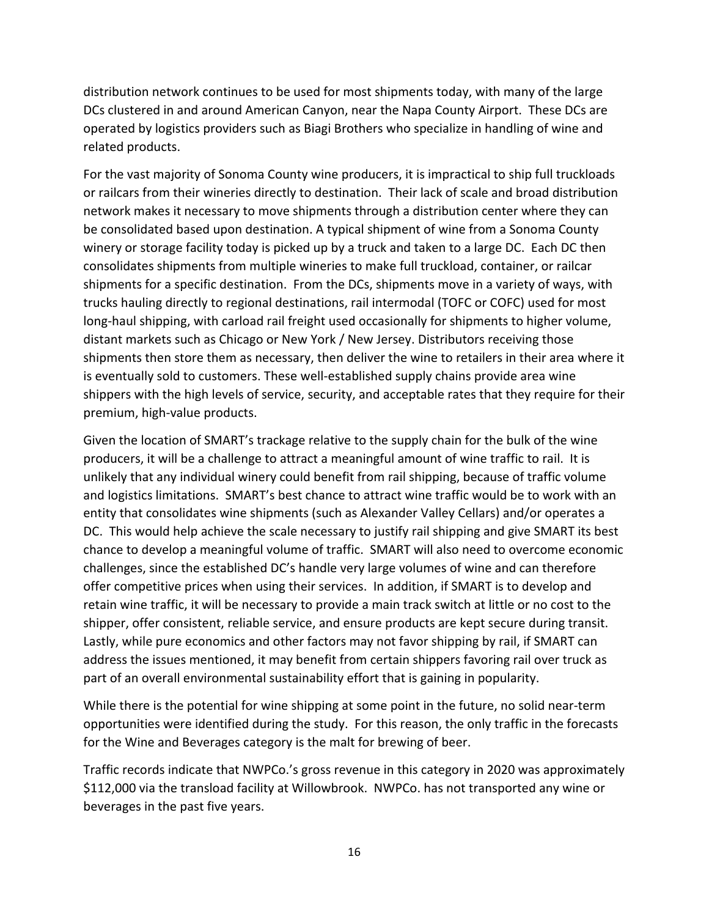distribution network continues to be used for most shipments today, with many of the large DCs clustered in and around American Canyon, near the Napa County Airport. These DCs are operated by logistics providers such as Biagi Brothers who specialize in handling of wine and related products.

For the vast majority of Sonoma County wine producers, it is impractical to ship full truckloads or railcars from their wineries directly to destination. Their lack of scale and broad distribution network makes it necessary to move shipments through a distribution center where they can be consolidated based upon destination. A typical shipment of wine from a Sonoma County winery or storage facility today is picked up by a truck and taken to a large DC. Each DC then consolidates shipments from multiple wineries to make full truckload, container, or railcar shipments for a specific destination. From the DCs, shipments move in a variety of ways, with trucks hauling directly to regional destinations, rail intermodal (TOFC or COFC) used for most long-haul shipping, with carload rail freight used occasionally for shipments to higher volume, distant markets such as Chicago or New York / New Jersey. Distributors receiving those shipments then store them as necessary, then deliver the wine to retailers in their area where it is eventually sold to customers. These well-established supply chains provide area wine shippers with the high levels of service, security, and acceptable rates that they require for their premium, high-value products.

Given the location of SMART's trackage relative to the supply chain for the bulk of the wine producers, it will be a challenge to attract a meaningful amount of wine traffic to rail. It is unlikely that any individual winery could benefit from rail shipping, because of traffic volume and logistics limitations. SMART's best chance to attract wine traffic would be to work with an entity that consolidates wine shipments (such as Alexander Valley Cellars) and/or operates a DC. This would help achieve the scale necessary to justify rail shipping and give SMART its best chance to develop a meaningful volume of traffic. SMART will also need to overcome economic challenges, since the established DC's handle very large volumes of wine and can therefore offer competitive prices when using their services. In addition, if SMART is to develop and retain wine traffic, it will be necessary to provide a main track switch at little or no cost to the shipper, offer consistent, reliable service, and ensure products are kept secure during transit. Lastly, while pure economics and other factors may not favor shipping by rail, if SMART can address the issues mentioned, it may benefit from certain shippers favoring rail over truck as part of an overall environmental sustainability effort that is gaining in popularity.

While there is the potential for wine shipping at some point in the future, no solid near-term opportunities were identified during the study. For this reason, the only traffic in the forecasts for the Wine and Beverages category is the malt for brewing of beer.

Traffic records indicate that NWPCo.'s gross revenue in this category in 2020 was approximately $112,000 via the transload facility at Willowbrook. NWPCo. has not transported any wine or beverages in the past five years.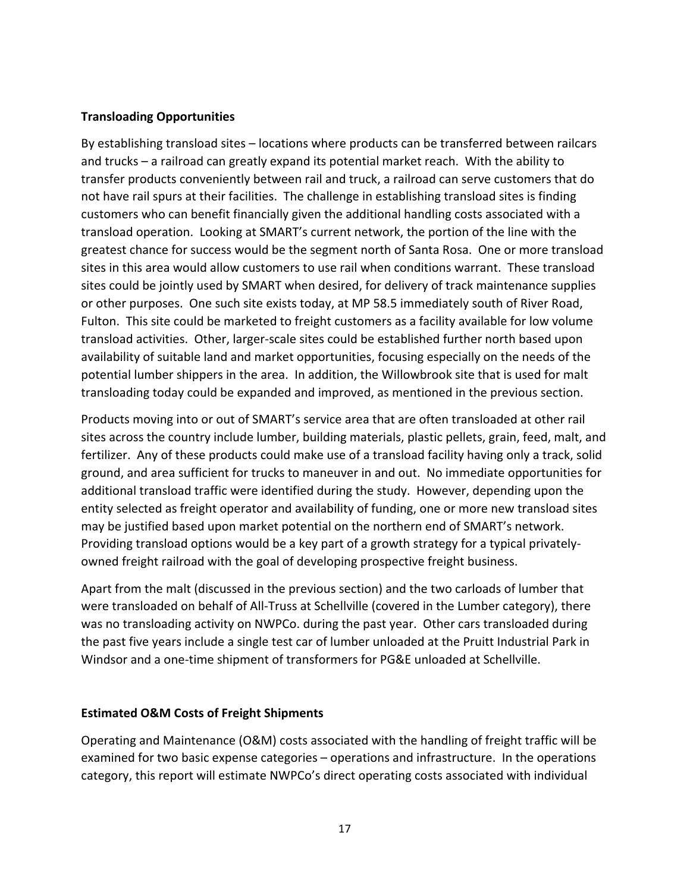**Transloading Opportunities**

By establishing transload sites – locations where products can be transferred between railcars and trucks – a railroad can greatly expand its potential market reach. With the ability to transfer products conveniently between rail and truck, a railroad can serve customers that do not have rail spurs at their facilities. The challenge in establishing transload sites is finding customers who can benefit financially given the additional handling costs associated with a transload operation. Looking at SMART's current network, the portion of the line with the greatest chance for success would be the segment north of Santa Rosa. One or more transload sites in this area would allow customers to use rail when conditions warrant. These transload sites could be jointly used by SMART when desired, for delivery of track maintenance supplies or other purposes. One such site exists today, at MP 58.5 immediately south of River Road, Fulton. This site could be marketed to freight customers as a facility available for low volume transload activities. Other, larger-scale sites could be established further north based upon availability of suitable land and market opportunities, focusing especially on the needs of the potential lumber shippers in the area. In addition, the Willowbrook site that is used for malt transloading today could be expanded and improved, as mentioned in the previous section.

Products moving into or out of SMART's service area that are often transloaded at other rail sites across the country include lumber, building materials, plastic pellets, grain, feed, malt, and fertilizer. Any of these products could make use of a transload facility having only a track, solid ground, and area sufficient for trucks to maneuver in and out. No immediate opportunities for additional transload traffic were identified during the study. However, depending upon the entity selected as freight operator and availability of funding, one or more new transload sites may be justified based upon market potential on the northern end of SMART's network. Providing transload options would be a key part of a growth strategy for a typical privately-owned freight railroad with the goal of developing prospective freight business.

Apart from the malt (discussed in the previous section) and the two carloads of lumber that were transloaded on behalf of All-Truss at Schellville (covered in the Lumber category), there was no transloading activity on NWPCo. during the past year. Other cars transloaded during the past five years include a single test car of lumber unloaded at the Pruitt Industrial Park in Windsor and a one-time shipment of transformers for PG&E unloaded at Schellville.

**Estimated O&M Costs of Freight Shipments**

Operating and Maintenance (O&M) costs associated with the handling of freight traffic will be examined for two basic expense categories – operations and infrastructure. In the operations category, this report will estimate NWPCo's direct operating costs associated with individual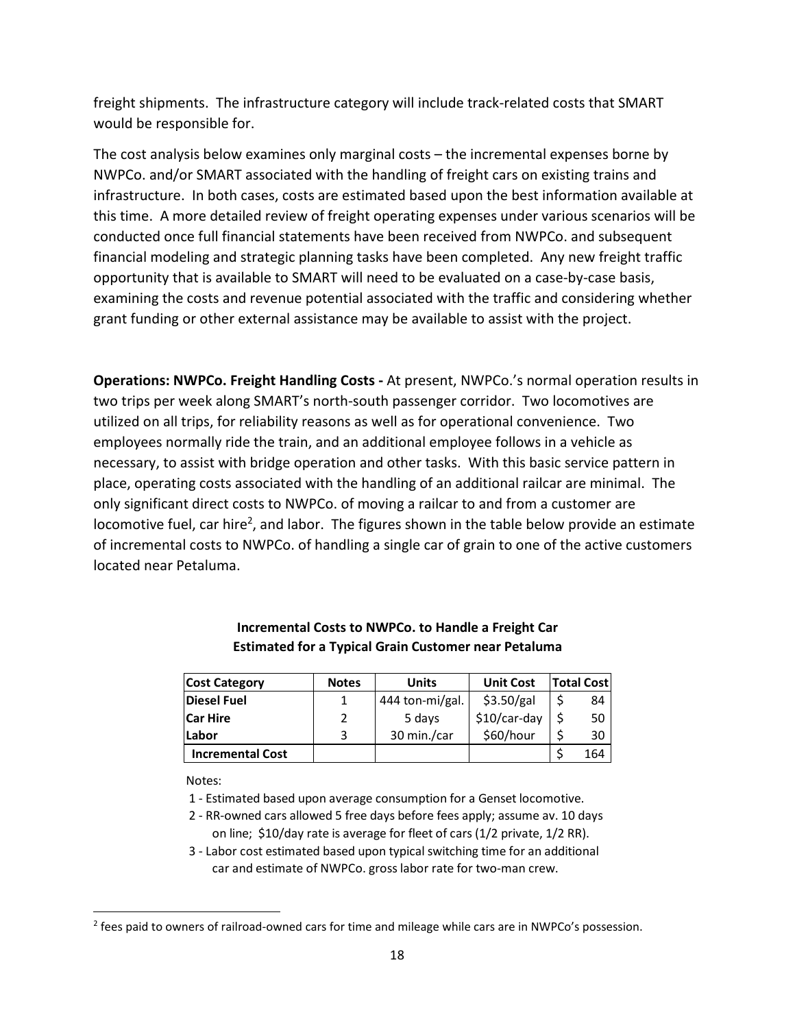freight shipments. The infrastructure category will include track-related costs that SMART would be responsible for.

The cost analysis below examines only marginal costs – the incremental expenses borne by NWPCo. and/or SMART associated with the handling of freight cars on existing trains and infrastructure. In both cases, costs are estimated based upon the best information available at this time. A more detailed review of freight operating expenses under various scenarios will be conducted once full financial statements have been received from NWPCo. and subsequent financial modeling and strategic planning tasks have been completed. Any new freight traffic opportunity that is available to SMART will need to be evaluated on a case-by-case basis, examining the costs and revenue potential associated with the traffic and considering whether grant funding or other external assistance may be available to assist with the project.

**Operations: NWPCo. Freight Handling Costs -** At present, NWPCo.'s normal operation results in two trips per week along SMART's north-south passenger corridor. Two locomotives are utilized on all trips, for reliability reasons as well as for operational convenience. Two employees normally ride the train, and an additional employee follows in a vehicle as necessary, to assist with bridge operation and other tasks. With this basic service pattern in place, operating costs associated with the handling of an additional railcar are minimal. The only significant direct costs to NWPCo. of moving a railcar to and from a customer are locomotive fuel, car hire[2], and labor. The figures shown in the table below provide an estimate of incremental costs to NWPCo. of handling a single car of grain to one of the active customers located near Petaluma.

**Incremental Costs to NWPCo. to Handle a Freight Car**
**Estimated for a Typical Grain Customer near Petaluma**

| Cost Category | Notes | Units | Unit Cost | Total Cost |
|---|---|---|---|---|
| **Diesel Fuel** | 1 | 444 ton-mi/gal. | $3.50/gal | $ 84 |
| **Car Hire** | 2 | 5 days | $10/car-day | $ 50 |
| **Labor** | 3 | 30 min./car | $60/hour | $ 30 |
| **Incremental Cost** | | | | $ 164 |

Notes:

1 - Estimated based upon average consumption for a Genset locomotive.

2 - RR-owned cars allowed 5 free days before fees apply; assume av. 10 days on line; $10/day rate is average for fleet of cars (1/2 private, 1/2 RR).

3 - Labor cost estimated based upon typical switching time for an additional car and estimate of NWPCo. gross labor rate for two-man crew.

[2] fees paid to owners of railroad-owned cars for time and mileage while cars are in NWPCo's possession.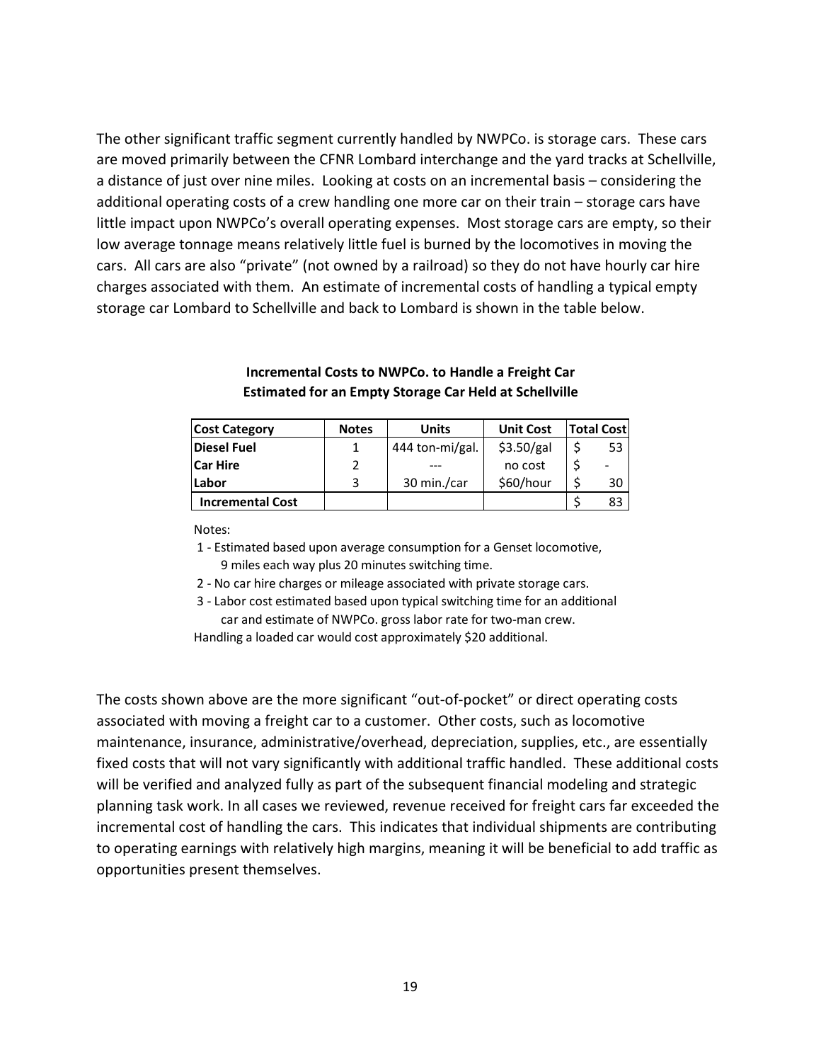The other significant traffic segment currently handled by NWPCo. is storage cars. These cars are moved primarily between the CFNR Lombard interchange and the yard tracks at Schellville, a distance of just over nine miles. Looking at costs on an incremental basis – considering the additional operating costs of a crew handling one more car on their train – storage cars have little impact upon NWPCo's overall operating expenses. Most storage cars are empty, so their low average tonnage means relatively little fuel is burned by the locomotives in moving the cars. All cars are also "private" (not owned by a railroad) so they do not have hourly car hire charges associated with them. An estimate of incremental costs of handling a typical empty storage car Lombard to Schellville and back to Lombard is shown in the table below.

**Incremental Costs to NWPCo. to Handle a Freight Car**
**Estimated for an Empty Storage Car Held at Schellville**

| Cost Category | Notes | Units | Unit Cost | Total Cost |
|---|---|---|---|---|
| **Diesel Fuel** | 1 | 444 ton-mi/gal. | $3.50/gal | $ 53 |
| **Car Hire** | 2 | --- | no cost | $ - |
| **Labor** | 3 | 30 min./car | $60/hour | $ 30 |
| **Incremental Cost** | | | | $ 83 |

Notes:

1 - Estimated based upon average consumption for a Genset locomotive, 9 miles each way plus 20 minutes switching time.

2 - No car hire charges or mileage associated with private storage cars.

3 - Labor cost estimated based upon typical switching time for an additional car and estimate of NWPCo. gross labor rate for two-man crew.

Handling a loaded car would cost approximately $20 additional.

The costs shown above are the more significant "out-of-pocket" or direct operating costs associated with moving a freight car to a customer. Other costs, such as locomotive maintenance, insurance, administrative/overhead, depreciation, supplies, etc., are essentially fixed costs that will not vary significantly with additional traffic handled. These additional costs will be verified and analyzed fully as part of the subsequent financial modeling and strategic planning task work. In all cases we reviewed, revenue received for freight cars far exceeded the incremental cost of handling the cars. This indicates that individual shipments are contributing to operating earnings with relatively high margins, meaning it will be beneficial to add traffic as opportunities present themselves.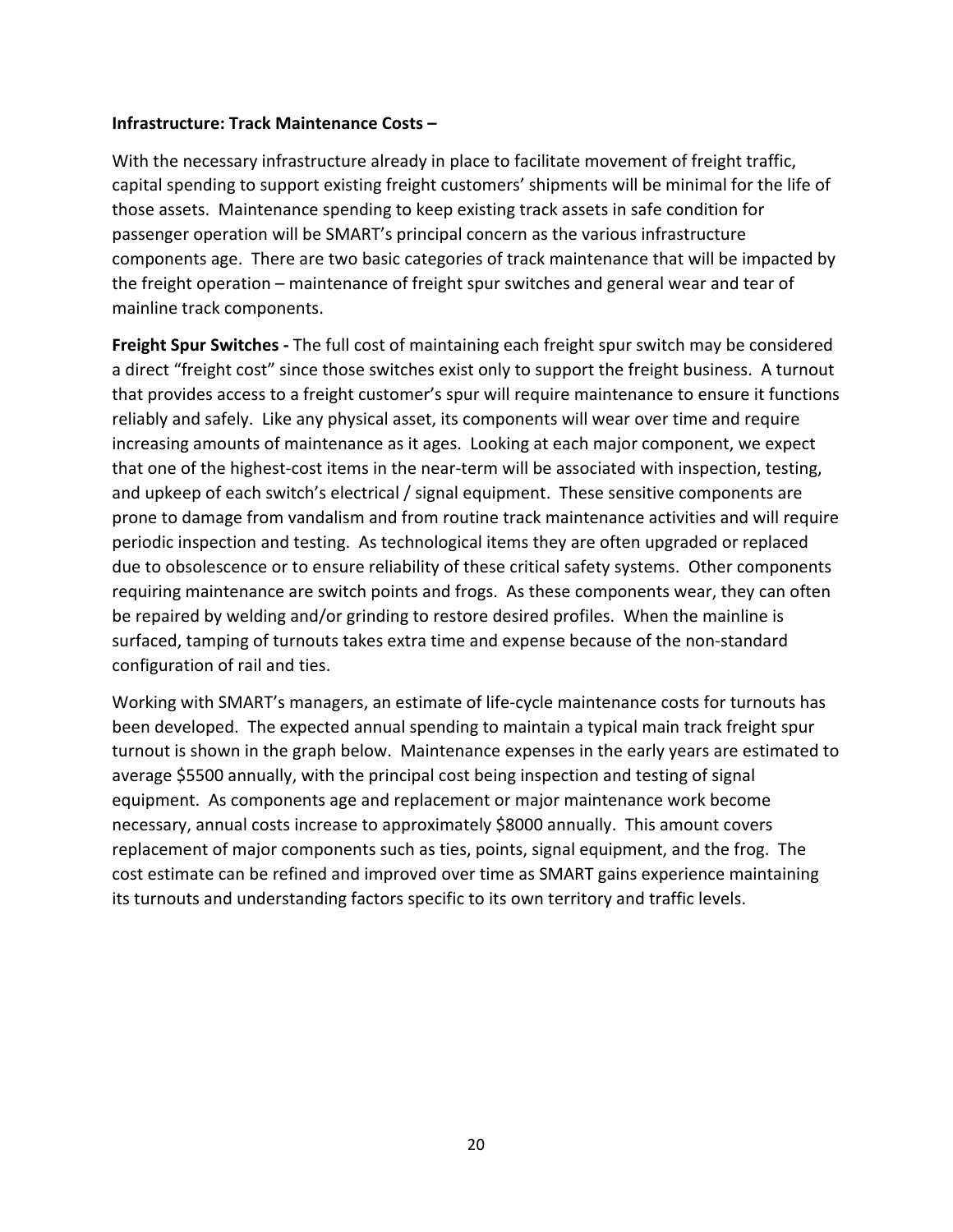**Infrastructure: Track Maintenance Costs –**

With the necessary infrastructure already in place to facilitate movement of freight traffic, capital spending to support existing freight customers' shipments will be minimal for the life of those assets. Maintenance spending to keep existing track assets in safe condition for passenger operation will be SMART's principal concern as the various infrastructure components age. There are two basic categories of track maintenance that will be impacted by the freight operation – maintenance of freight spur switches and general wear and tear of mainline track components.

**Freight Spur Switches -** The full cost of maintaining each freight spur switch may be considered a direct "freight cost" since those switches exist only to support the freight business. A turnout that provides access to a freight customer's spur will require maintenance to ensure it functions reliably and safely. Like any physical asset, its components will wear over time and require increasing amounts of maintenance as it ages. Looking at each major component, we expect that one of the highest-cost items in the near-term will be associated with inspection, testing, and upkeep of each switch's electrical / signal equipment. These sensitive components are prone to damage from vandalism and from routine track maintenance activities and will require periodic inspection and testing. As technological items they are often upgraded or replaced due to obsolescence or to ensure reliability of these critical safety systems. Other components requiring maintenance are switch points and frogs. As these components wear, they can often be repaired by welding and/or grinding to restore desired profiles. When the mainline is surfaced, tamping of turnouts takes extra time and expense because of the non-standard configuration of rail and ties.

Working with SMART's managers, an estimate of life-cycle maintenance costs for turnouts has been developed. The expected annual spending to maintain a typical main track freight spur turnout is shown in the graph below. Maintenance expenses in the early years are estimated to average $5500 annually, with the principal cost being inspection and testing of signal equipment. As components age and replacement or major maintenance work become necessary, annual costs increase to approximately $8000 annually. This amount covers replacement of major components such as ties, points, signal equipment, and the frog. The cost estimate can be refined and improved over time as SMART gains experience maintaining its turnouts and understanding factors specific to its own territory and traffic levels.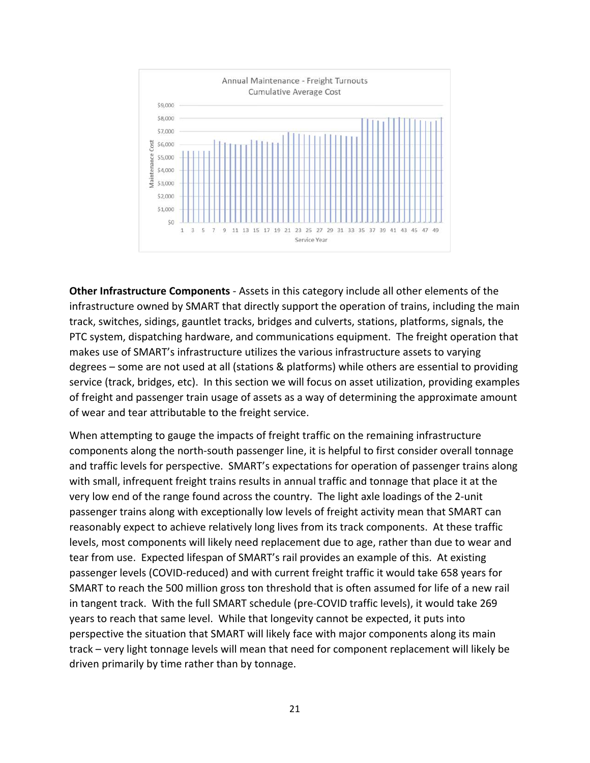**Other Infrastructure Components** - Assets in this category include all other elements of the infrastructure owned by SMART that directly support the operation of trains, including the main track, switches, sidings, gauntlet tracks, bridges and culverts, stations, platforms, signals, the PTC system, dispatching hardware, and communications equipment. The freight operation that makes use of SMART's infrastructure utilizes the various infrastructure assets to varying degrees – some are not used at all (stations & platforms) while others are essential to providing service (track, bridges, etc). In this section we will focus on asset utilization, providing examples of freight and passenger train usage of assets as a way of determining the approximate amount of wear and tear attributable to the freight service.

When attempting to gauge the impacts of freight traffic on the remaining infrastructure components along the north-south passenger line, it is helpful to first consider overall tonnage and traffic levels for perspective. SMART's expectations for operation of passenger trains along with small, infrequent freight trains results in annual traffic and tonnage that place it at the very low end of the range found across the country. The light axle loadings of the 2-unit passenger trains along with exceptionally low levels of freight activity mean that SMART can reasonably expect to achieve relatively long lives from its track components. At these traffic levels, most components will likely need replacement due to age, rather than due to wear and tear from use. Expected lifespan of SMART's rail provides an example of this. At existing passenger levels (COVID-reduced) and with current freight traffic it would take 658 years for SMART to reach the 500 million gross ton threshold that is often assumed for life of a new rail in tangent track. With the full SMART schedule (pre-COVID traffic levels), it would take 269 years to reach that same level. While that longevity cannot be expected, it puts into perspective the situation that SMART will likely face with major components along its main track – very light tonnage levels will mean that need for component replacement will likely be driven primarily by time rather than by tonnage.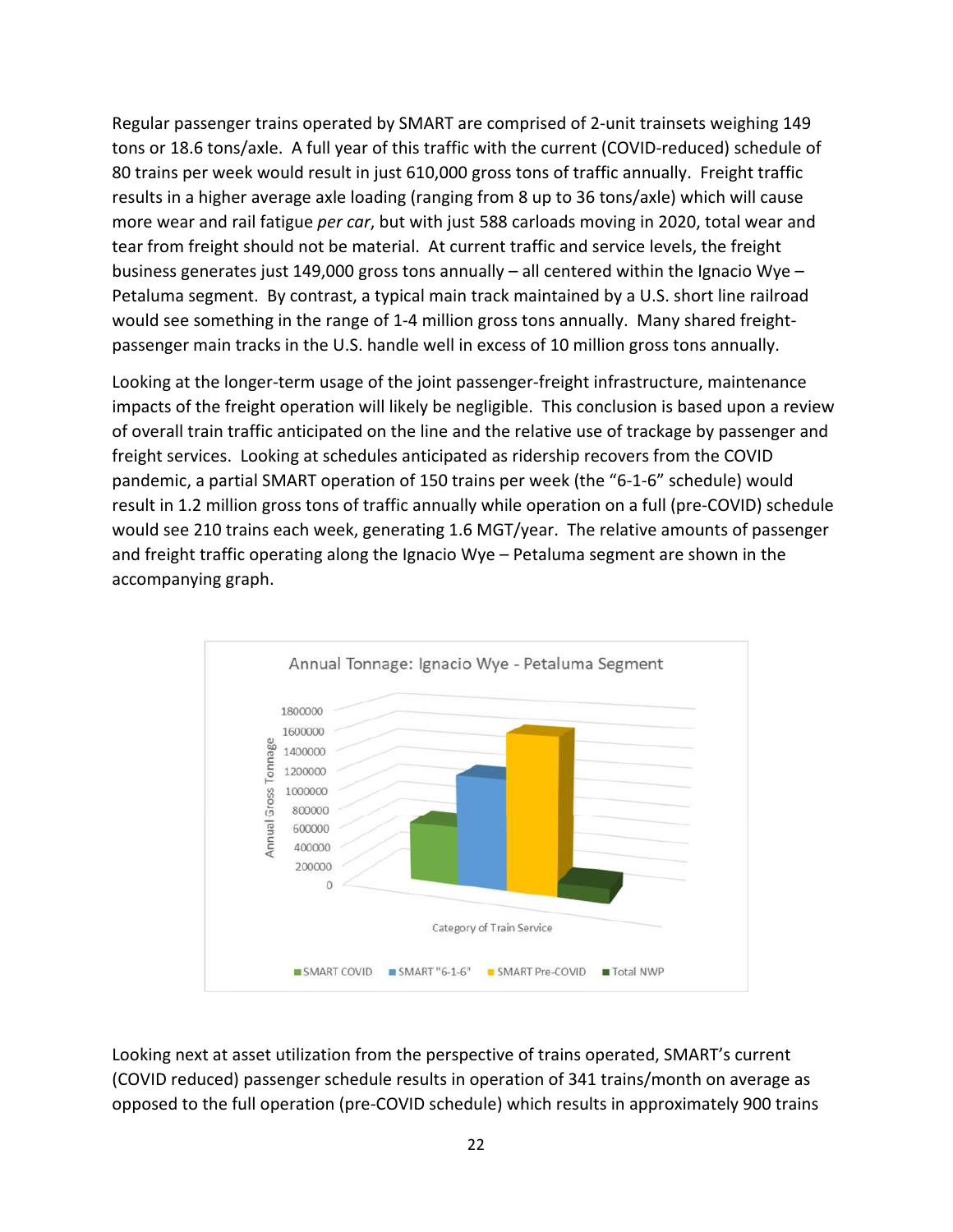Regular passenger trains operated by SMART are comprised of 2-unit trainsets weighing 149 tons or 18.6 tons/axle. A full year of this traffic with the current (COVID-reduced) schedule of 80 trains per week would result in just 610,000 gross tons of traffic annually. Freight traffic results in a higher average axle loading (ranging from 8 up to 36 tons/axle) which will cause more wear and rail fatigue *per car*, but with just 588 carloads moving in 2020, total wear and tear from freight should not be material. At current traffic and service levels, the freight business generates just 149,000 gross tons annually – all centered within the Ignacio Wye – Petaluma segment. By contrast, a typical main track maintained by a U.S. short line railroad would see something in the range of 1-4 million gross tons annually. Many shared freight-passenger main tracks in the U.S. handle well in excess of 10 million gross tons annually.

Looking at the longer-term usage of the joint passenger-freight infrastructure, maintenance impacts of the freight operation will likely be negligible. This conclusion is based upon a review of overall train traffic anticipated on the line and the relative use of trackage by passenger and freight services. Looking at schedules anticipated as ridership recovers from the COVID pandemic, a partial SMART operation of 150 trains per week (the "6-1-6" schedule) would result in 1.2 million gross tons of traffic annually while operation on a full (pre-COVID) schedule would see 210 trains each week, generating 1.6 MGT/year. The relative amounts of passenger and freight traffic operating along the Ignacio Wye – Petaluma segment are shown in the accompanying graph.

Annual Tonnage: Ignacio Wye - Petaluma Segment

Looking next at asset utilization from the perspective of trains operated, SMART's current (COVID reduced) passenger schedule results in operation of 341 trains/month on average as opposed to the full operation (pre-COVID schedule) which results in approximately 900 trains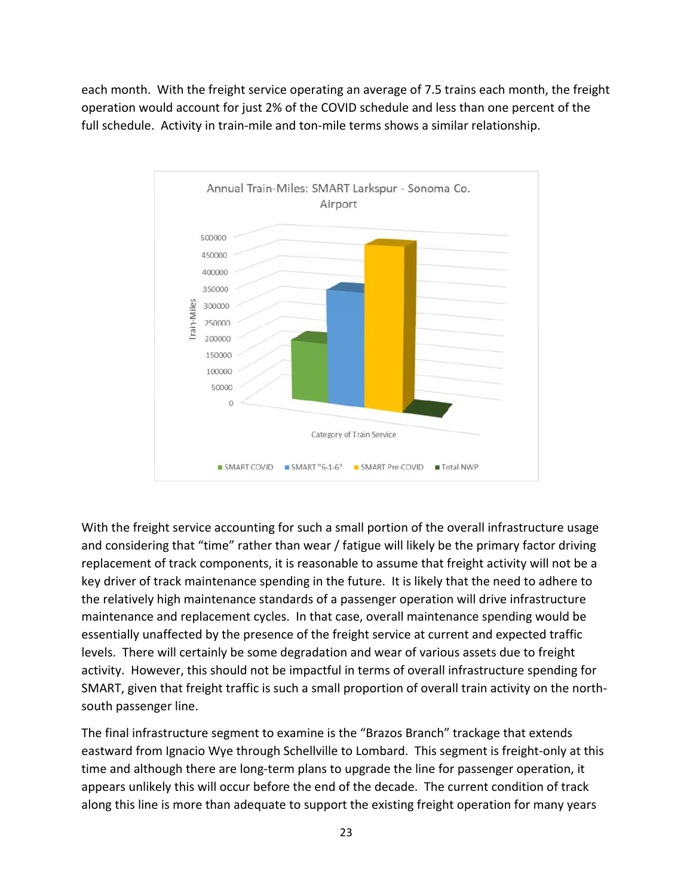each month. With the freight service operating an average of 7.5 trains each month, the freight operation would account for just 2% of the COVID schedule and less than one percent of the full schedule. Activity in train-mile and ton-mile terms shows a similar relationship.

With the freight service accounting for such a small portion of the overall infrastructure usage and considering that "time" rather than wear / fatigue will likely be the primary factor driving replacement of track components, it is reasonable to assume that freight activity will not be a key driver of track maintenance spending in the future. It is likely that the need to adhere to the relatively high maintenance standards of a passenger operation will drive infrastructure maintenance and replacement cycles. In that case, overall maintenance spending would be essentially unaffected by the presence of the freight service at current and expected traffic levels. There will certainly be some degradation and wear of various assets due to freight activity. However, this should not be impactful in terms of overall infrastructure spending for SMART, given that freight traffic is such a small proportion of overall train activity on the north-south passenger line.

The final infrastructure segment to examine is the "Brazos Branch" trackage that extends eastward from Ignacio Wye through Schellville to Lombard. This segment is freight-only at this time and although there are long-term plans to upgrade the line for passenger operation, it appears unlikely this will occur before the end of the decade. The current condition of track along this line is more than adequate to support the existing freight operation for many years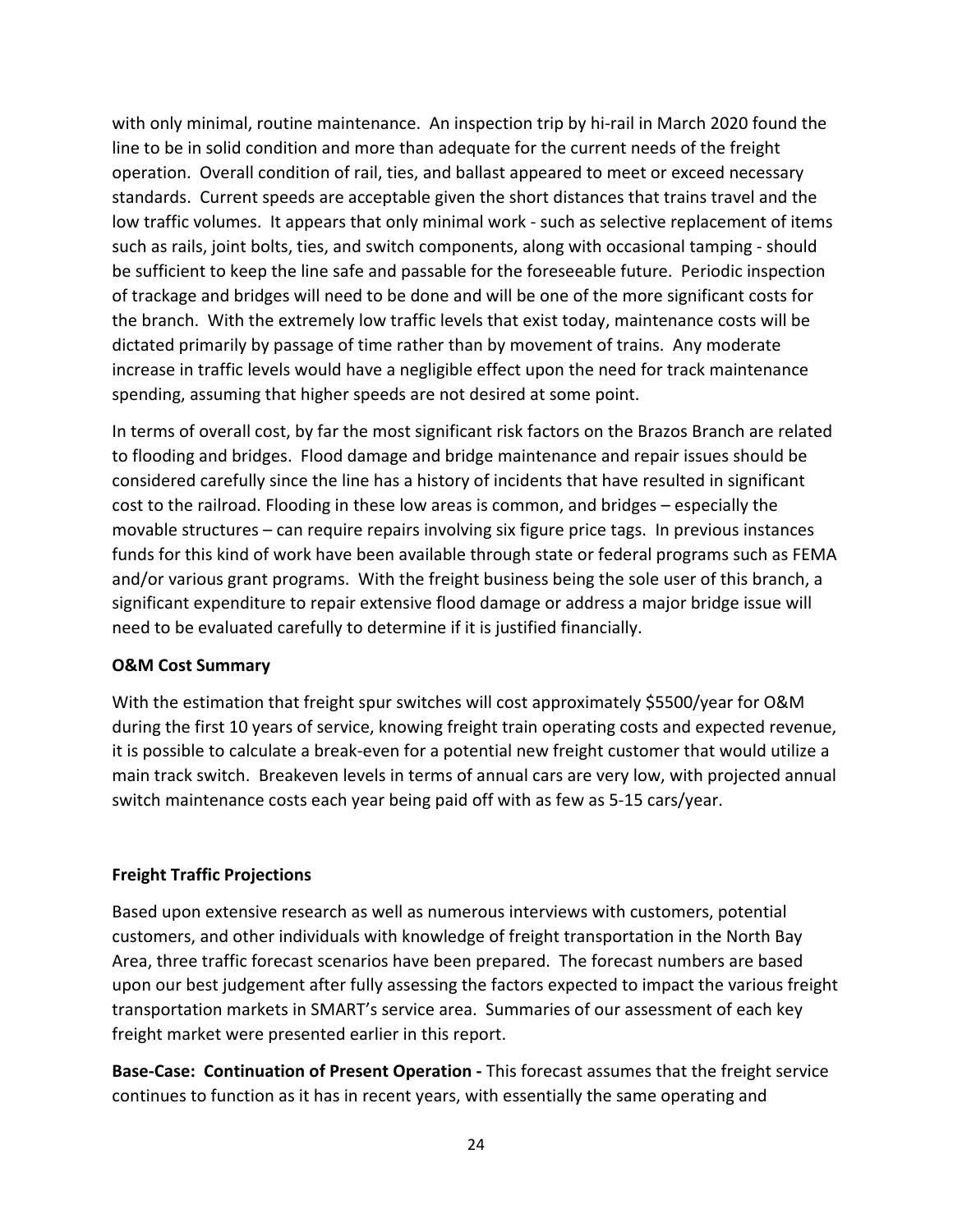with only minimal, routine maintenance. An inspection trip by hi-rail in March 2020 found the line to be in solid condition and more than adequate for the current needs of the freight operation. Overall condition of rail, ties, and ballast appeared to meet or exceed necessary standards. Current speeds are acceptable given the short distances that trains travel and the low traffic volumes. It appears that only minimal work - such as selective replacement of items such as rails, joint bolts, ties, and switch components, along with occasional tamping - should be sufficient to keep the line safe and passable for the foreseeable future. Periodic inspection of trackage and bridges will need to be done and will be one of the more significant costs for the branch. With the extremely low traffic levels that exist today, maintenance costs will be dictated primarily by passage of time rather than by movement of trains. Any moderate increase in traffic levels would have a negligible effect upon the need for track maintenance spending, assuming that higher speeds are not desired at some point.

In terms of overall cost, by far the most significant risk factors on the Brazos Branch are related to flooding and bridges. Flood damage and bridge maintenance and repair issues should be considered carefully since the line has a history of incidents that have resulted in significant cost to the railroad. Flooding in these low areas is common, and bridges – especially the movable structures – can require repairs involving six figure price tags. In previous instances funds for this kind of work have been available through state or federal programs such as FEMA and/or various grant programs. With the freight business being the sole user of this branch, a significant expenditure to repair extensive flood damage or address a major bridge issue will need to be evaluated carefully to determine if it is justified financially.

**O&M Cost Summary**

With the estimation that freight spur switches will cost approximately $5500/year for O&M during the first 10 years of service, knowing freight train operating costs and expected revenue, it is possible to calculate a break-even for a potential new freight customer that would utilize a main track switch. Breakeven levels in terms of annual cars are very low, with projected annual switch maintenance costs each year being paid off with as few as 5-15 cars/year.

**Freight Traffic Projections**

Based upon extensive research as well as numerous interviews with customers, potential customers, and other individuals with knowledge of freight transportation in the North Bay Area, three traffic forecast scenarios have been prepared. The forecast numbers are based upon our best judgement after fully assessing the factors expected to impact the various freight transportation markets in SMART's service area. Summaries of our assessment of each key freight market were presented earlier in this report.

**Base-Case: Continuation of Present Operation -** This forecast assumes that the freight service continues to function as it has in recent years, with essentially the same operating and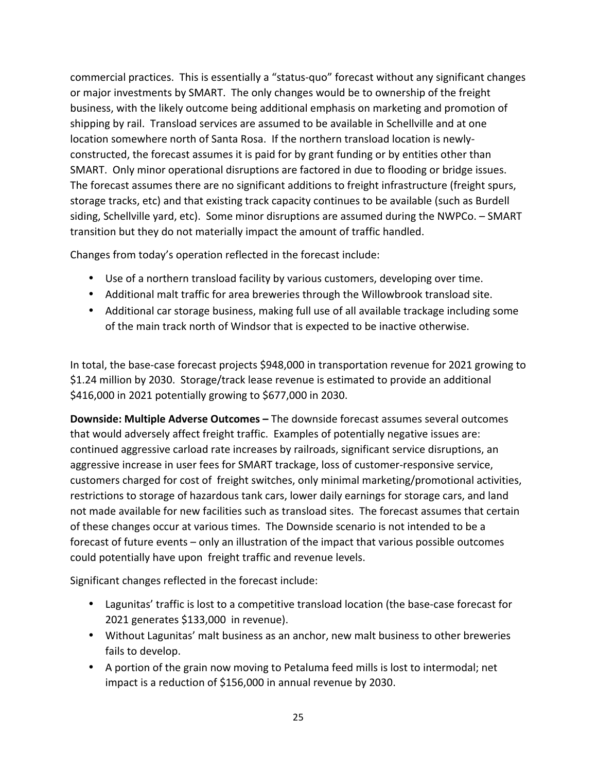commercial practices. This is essentially a "status-quo" forecast without any significant changes or major investments by SMART. The only changes would be to ownership of the freight business, with the likely outcome being additional emphasis on marketing and promotion of shipping by rail. Transload services are assumed to be available in Schellville and at one location somewhere north of Santa Rosa. If the northern transload location is newly-constructed, the forecast assumes it is paid for by grant funding or by entities other than SMART. Only minor operational disruptions are factored in due to flooding or bridge issues. The forecast assumes there are no significant additions to freight infrastructure (freight spurs, storage tracks, etc) and that existing track capacity continues to be available (such as Burdell siding, Schellville yard, etc). Some minor disruptions are assumed during the NWPCo. – SMART transition but they do not materially impact the amount of traffic handled.

Changes from today's operation reflected in the forecast include:

- Use of a northern transload facility by various customers, developing over time.
- Additional malt traffic for area breweries through the Willowbrook transload site.
- Additional car storage business, making full use of all available trackage including some of the main track north of Windsor that is expected to be inactive otherwise.

In total, the base-case forecast projects $948,000 in transportation revenue for 2021 growing to $1.24 million by 2030. Storage/track lease revenue is estimated to provide an additional $416,000 in 2021 potentially growing to $677,000 in 2030.

**Downside: Multiple Adverse Outcomes –** The downside forecast assumes several outcomes that would adversely affect freight traffic. Examples of potentially negative issues are: continued aggressive carload rate increases by railroads, significant service disruptions, an aggressive increase in user fees for SMART trackage, loss of customer-responsive service, customers charged for cost of freight switches, only minimal marketing/promotional activities, restrictions to storage of hazardous tank cars, lower daily earnings for storage cars, and land not made available for new facilities such as transload sites. The forecast assumes that certain of these changes occur at various times. The Downside scenario is not intended to be a forecast of future events – only an illustration of the impact that various possible outcomes could potentially have upon freight traffic and revenue levels.

Significant changes reflected in the forecast include:

- Lagunitas' traffic is lost to a competitive transload location (the base-case forecast for 2021 generates $133,000 in revenue).
- Without Lagunitas' malt business as an anchor, new malt business to other breweries fails to develop.
- A portion of the grain now moving to Petaluma feed mills is lost to intermodal; net impact is a reduction of $156,000 in annual revenue by 2030.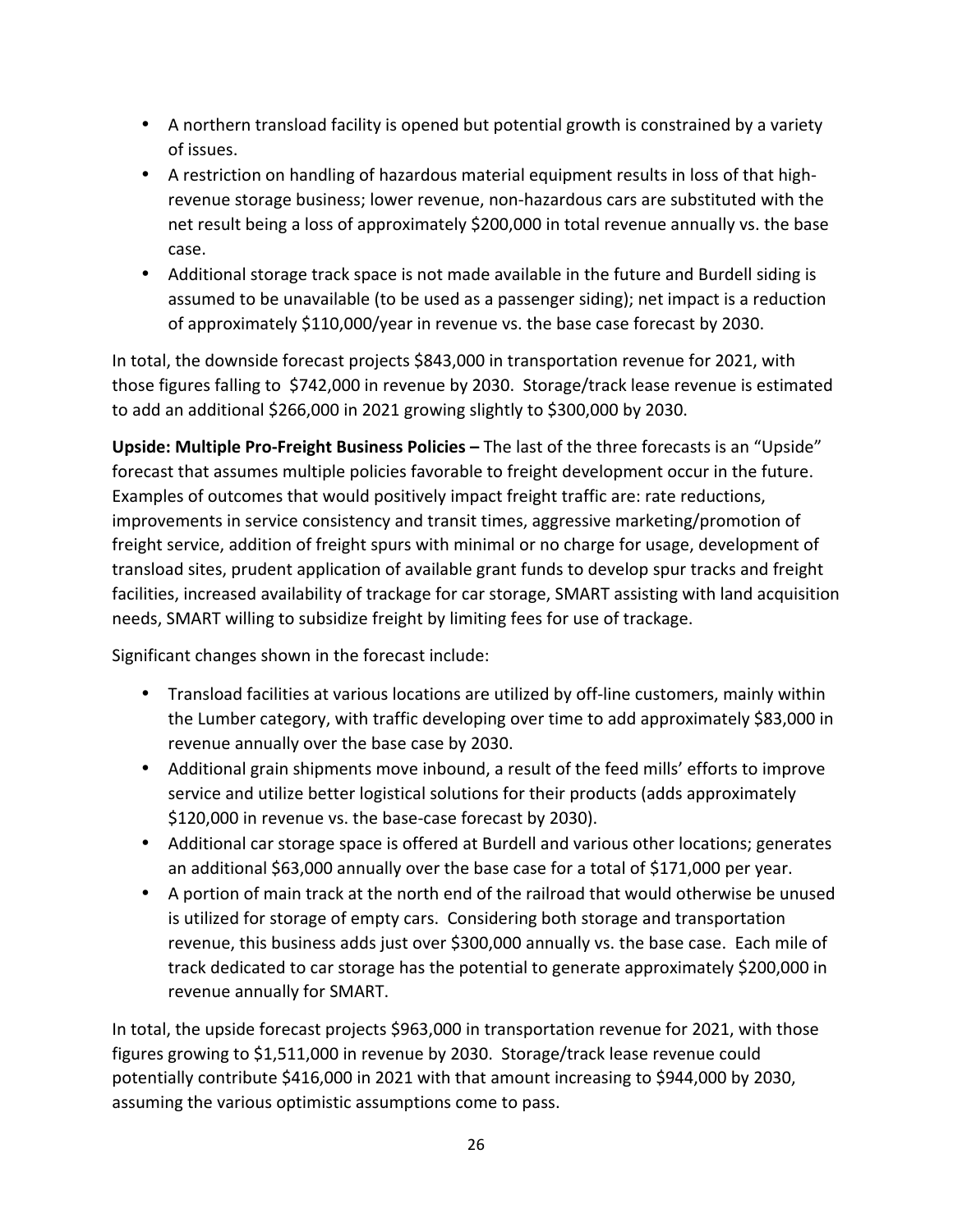- A northern transload facility is opened but potential growth is constrained by a variety of issues.
- A restriction on handling of hazardous material equipment results in loss of that high-revenue storage business; lower revenue, non-hazardous cars are substituted with the net result being a loss of approximately $200,000 in total revenue annually vs. the base case.
- Additional storage track space is not made available in the future and Burdell siding is assumed to be unavailable (to be used as a passenger siding); net impact is a reduction of approximately $110,000/year in revenue vs. the base case forecast by 2030.

In total, the downside forecast projects $843,000 in transportation revenue for 2021, with those figures falling to $742,000 in revenue by 2030. Storage/track lease revenue is estimated to add an additional $266,000 in 2021 growing slightly to $300,000 by 2030.

**Upside: Multiple Pro-Freight Business Policies –** The last of the three forecasts is an "Upside" forecast that assumes multiple policies favorable to freight development occur in the future. Examples of outcomes that would positively impact freight traffic are: rate reductions, improvements in service consistency and transit times, aggressive marketing/promotion of freight service, addition of freight spurs with minimal or no charge for usage, development of transload sites, prudent application of available grant funds to develop spur tracks and freight facilities, increased availability of trackage for car storage, SMART assisting with land acquisition needs, SMART willing to subsidize freight by limiting fees for use of trackage.

Significant changes shown in the forecast include:

- Transload facilities at various locations are utilized by off-line customers, mainly within the Lumber category, with traffic developing over time to add approximately $83,000 in revenue annually over the base case by 2030.
- Additional grain shipments move inbound, a result of the feed mills' efforts to improve service and utilize better logistical solutions for their products (adds approximately $120,000 in revenue vs. the base-case forecast by 2030).
- Additional car storage space is offered at Burdell and various other locations; generates an additional $63,000 annually over the base case for a total of $171,000 per year.
- A portion of main track at the north end of the railroad that would otherwise be unused is utilized for storage of empty cars. Considering both storage and transportation revenue, this business adds just over $300,000 annually vs. the base case. Each mile of track dedicated to car storage has the potential to generate approximately $200,000 in revenue annually for SMART.

In total, the upside forecast projects $963,000 in transportation revenue for 2021, with those figures growing to $1,511,000 in revenue by 2030. Storage/track lease revenue could potentially contribute $416,000 in 2021 with that amount increasing to $944,000 by 2030, assuming the various optimistic assumptions come to pass.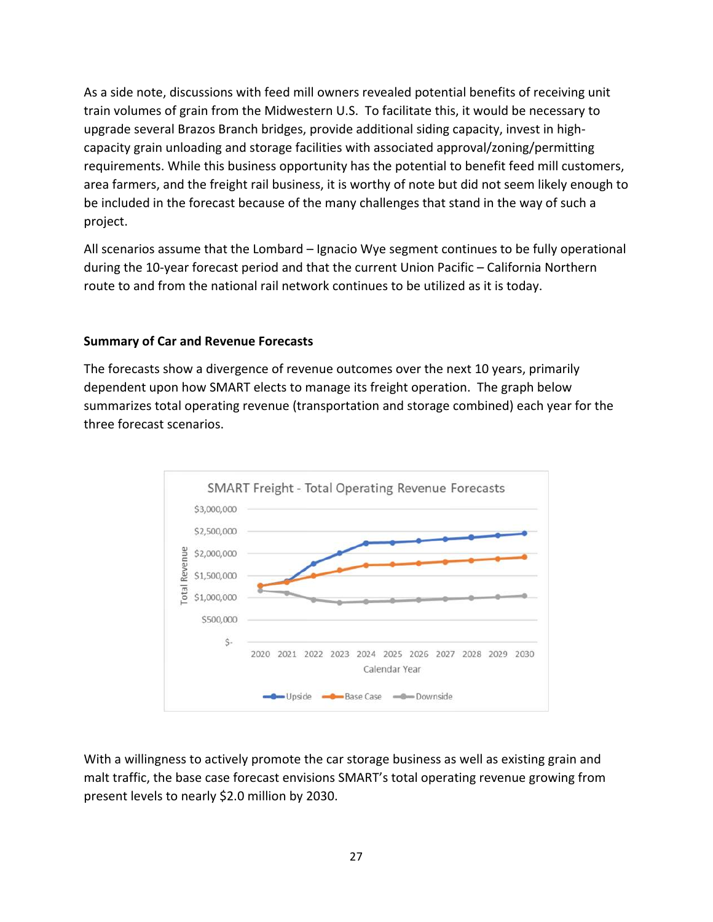As a side note, discussions with feed mill owners revealed potential benefits of receiving unit train volumes of grain from the Midwestern U.S. To facilitate this, it would be necessary to upgrade several Brazos Branch bridges, provide additional siding capacity, invest in high-capacity grain unloading and storage facilities with associated approval/zoning/permitting requirements. While this business opportunity has the potential to benefit feed mill customers, area farmers, and the freight rail business, it is worthy of note but did not seem likely enough to be included in the forecast because of the many challenges that stand in the way of such a project.

All scenarios assume that the Lombard – Ignacio Wye segment continues to be fully operational during the 10-year forecast period and that the current Union Pacific – California Northern route to and from the national rail network continues to be utilized as it is today.

**Summary of Car and Revenue Forecasts**

The forecasts show a divergence of revenue outcomes over the next 10 years, primarily dependent upon how SMART elects to manage its freight operation. The graph below summarizes total operating revenue (transportation and storage combined) each year for the three forecast scenarios.

With a willingness to actively promote the car storage business as well as existing grain and malt traffic, the base case forecast envisions SMART's total operating revenue growing from present levels to nearly $2.0 million by 2030.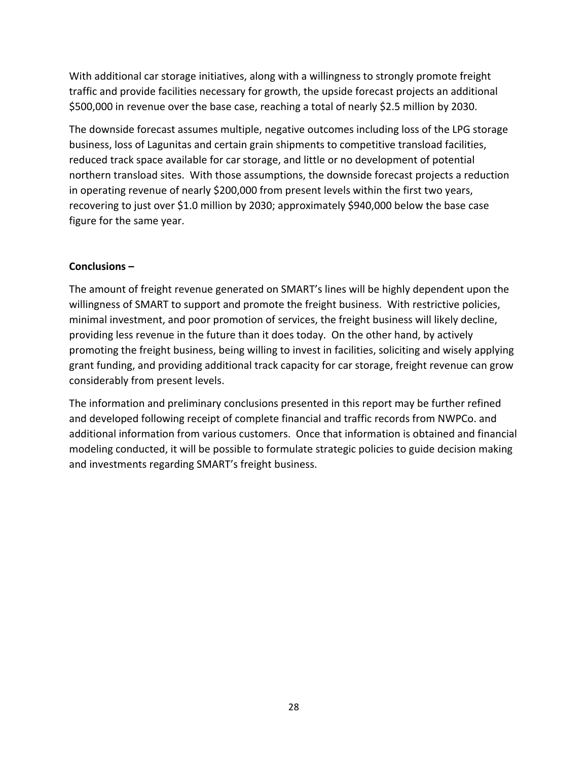With additional car storage initiatives, along with a willingness to strongly promote freight traffic and provide facilities necessary for growth, the upside forecast projects an additional $500,000 in revenue over the base case, reaching a total of nearly $2.5 million by 2030.

The downside forecast assumes multiple, negative outcomes including loss of the LPG storage business, loss of Lagunitas and certain grain shipments to competitive transload facilities, reduced track space available for car storage, and little or no development of potential northern transload sites. With those assumptions, the downside forecast projects a reduction in operating revenue of nearly $200,000 from present levels within the first two years, recovering to just over $1.0 million by 2030; approximately $940,000 below the base case figure for the same year.

**Conclusions –**

The amount of freight revenue generated on SMART's lines will be highly dependent upon the willingness of SMART to support and promote the freight business. With restrictive policies, minimal investment, and poor promotion of services, the freight business will likely decline, providing less revenue in the future than it does today. On the other hand, by actively promoting the freight business, being willing to invest in facilities, soliciting and wisely applying grant funding, and providing additional track capacity for car storage, freight revenue can grow considerably from present levels.

The information and preliminary conclusions presented in this report may be further refined and developed following receipt of complete financial and traffic records from NWPCo. and additional information from various customers. Once that information is obtained and financial modeling conducted, it will be possible to formulate strategic policies to guide decision making and investments regarding SMART's freight business.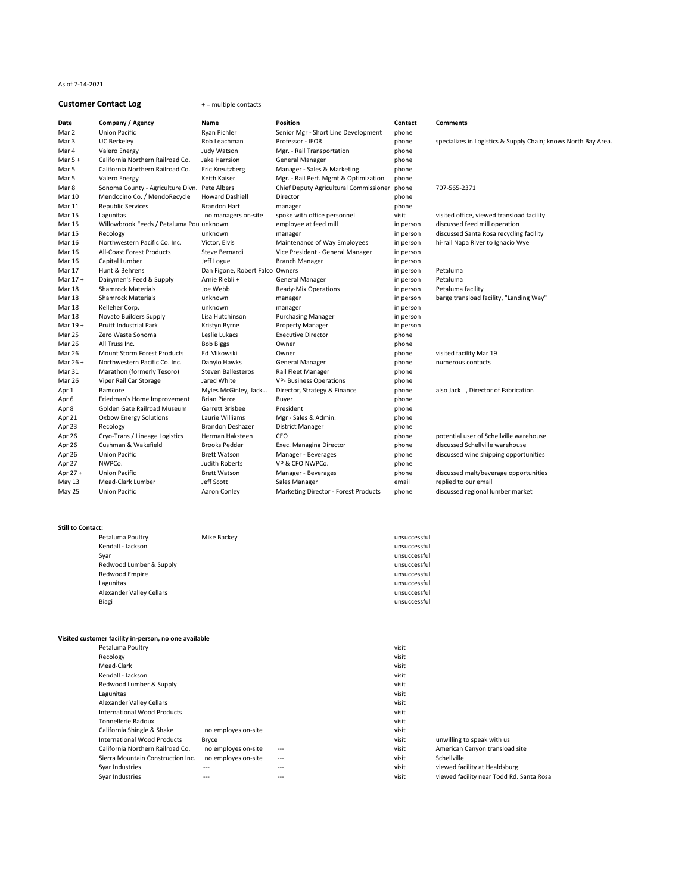As of 7-14-2021

**Customer Contact Log** + = multiple contacts

| Date | Company / Agency | Name | Position | Contact | Comments |
|---|---|---|---|---|---|
| Mar 2 | Union Pacific | Ryan Pichler | Senior Mgr - Short Line Development | phone | |
| Mar 3 | UC Berkeley | Rob Leachman | Professor - IEOR | phone | specializes in Logistics & Supply Chain; knows North Bay Area. |
| Mar 4 | Valero Energy | Judy Watson | Mgr. - Rail Transportation | phone | |
| Mar 5 + | California Northern Railroad Co. | Jake Harrsion | General Manager | phone | |
| Mar 5 | California Northern Railroad Co. | Eric Kreutzberg | Manager - Sales & Marketing | phone | |
| Mar 5 | Valero Energy | Keith Kaiser | Mgr. - Rail Perf. Mgmt & Optimization | phone | |
| Mar 8 | Sonoma County - Agriculture Divn. | Pete Albers | Chief Deputy Agricultural Commissioner | phone | 707-565-2371 |
| Mar 10 | Mendocino Co. / MendoRecycle | Howard Dashiell | Director | phone | |
| Mar 11 | Republic Services | Brandon Hart | manager | phone | |
| Mar 15 | Lagunitas | no managers on-site | spoke with office personnel | visit | visited office, viewed transload facility |
| Mar 15 | Willowbrook Feeds / Petaluma Poul | unknown | employee at feed mill | in person | discussed feed mill operation |
| Mar 15 | Recology | unknown | manager | in person | discussed Santa Rosa recycling facility |
| Mar 16 | Northwestern Pacific Co. Inc. | Victor, Elvis | Maintenance of Way Employees | in person | hi-rail Napa River to Ignacio Wye |
| Mar 16 | All-Coast Forest Products | Steve Bernardi | Vice President - General Manager | in person | |
| Mar 16 | Capital Lumber | Jeff Logue | Branch Manager | in person | |
| Mar 17 | Hunt & Behrens | Dan Figone, Robert Falco | Owners | in person | Petaluma |
| Mar 17 + | Dairymen's Feed & Supply | Arnie Riebli + | General Manager | in person | Petaluma |
| Mar 18 | Shamrock Materials | Joe Webb | Ready-Mix Operations | in person | Petaluma facility |
| Mar 18 | Shamrock Materials | unknown | manager | in person | barge transload facility, "Landing Way" |
| Mar 18 | Kelleher Corp. | unknown | manager | in person | |
| Mar 18 | Novato Builders Supply | Lisa Hutchinson | Purchasing Manager | in person | |
| Mar 19 + | Pruitt Industrial Park | Kristyn Byrne | Property Manager | in person | |
| Mar 25 | Zero Waste Sonoma | Leslie Lukacs | Executive Director | phone | |
| Mar 26 | All Truss Inc. | Bob Biggs | Owner | phone | |
| Mar 26 | Mount Storm Forest Products | Ed Mikowski | Owner | phone | visited facility Mar 19 |
| Mar 26 + | Northwestern Pacific Co. Inc. | Danylo Hawks | General Manager | phone | numerous contacts |
| Mar 31 | Marathon (formerly Tesoro) | Steven Ballesteros | Rail Fleet Manager | phone | |
| Mar 26 | Viper Rail Car Storage | Jared White | VP- Business Operations | phone | |
| Apr 1 | Bamcore | Myles McGinley, Jack… | Director, Strategy & Finance | phone | also Jack .., Director of Fabrication |
| Apr 6 | Friedman's Home Improvement | Brian Pierce | Buyer | phone | |
| Apr 8 | Golden Gate Railroad Museum | Garrett Brisbee | President | phone | |
| Apr 21 | Oxbow Energy Solutions | Laurie Williams | Mgr - Sales & Admin. | phone | |
| Apr 23 | Recology | Brandon Deshazer | District Manager | phone | |
| Apr 26 | Cryo-Trans / Lineage Logistics | Herman Haksteen | CEO | phone | potential user of Schellville warehouse |
| Apr 26 | Cushman & Wakefield | Brooks Pedder | Exec. Managing Director | phone | discussed Schellville warehouse |
| Apr 26 | Union Pacific | Brett Watson | Manager - Beverages | phone | discussed wine shipping opportunities |
| Apr 27 | NWPCo. | Judith Roberts | VP & CFO NWPCo. | phone | |
| Apr 27 + | Union Pacific | Brett Watson | Manager - Beverages | phone | discussed malt/beverage opportunities |
| May 13 | Mead-Clark Lumber | Jeff Scott | Sales Manager | email | replied to our email |
| May 25 | Union Pacific | Aaron Conley | Marketing Director - Forest Products | phone | discussed regional lumber market |

**Still to Contact:**

| | Company / Agency | Name | Position | Contact | Comments |
|---|---|---|---|---|---|
| | Petaluma Poultry | Mike Backey | | unsuccessful | |
| | Kendall - Jackson | | | unsuccessful | |
| | Syar | | | unsuccessful | |
| | Redwood Lumber & Supply | | | unsuccessful | |
| | Redwood Empire | | | unsuccessful | |
| | Lagunitas | | | unsuccessful | |
| | Alexander Valley Cellars | | | unsuccessful | |
| | Biagi | | | unsuccessful | |

**Visited customer facility in-person, no one available**

| | Company / Agency | Name | Position | Contact | Comments |
|---|---|---|---|---|---|
| | Petaluma Poultry | | | visit | |
| | Recology | | | visit | |
| | Mead-Clark | | | visit | |
| | Kendall - Jackson | | | visit | |
| | Redwood Lumber & Supply | | | visit | |
| | Lagunitas | | | visit | |
| | Alexander Valley Cellars | | | visit | |
| | International Wood Products | | | visit | |
| | Tonnellerie Radoux | | | visit | |
| | California Shingle & Shake | no employes on-site | | visit | |
| | International Wood Products | Bryce | | visit | unwilling to speak with us |
| | California Northern Railroad Co. | no employes on-site | --- | visit | American Canyon transload site |
| | Sierra Mountain Construction Inc. | no employes on-site | --- | visit | Schellville |
| | Syar Industries | --- | --- | visit | viewed facility at Healdsburg |
| | Syar Industries | --- | --- | visit | viewed facility near Todd Rd. Santa Rosa |